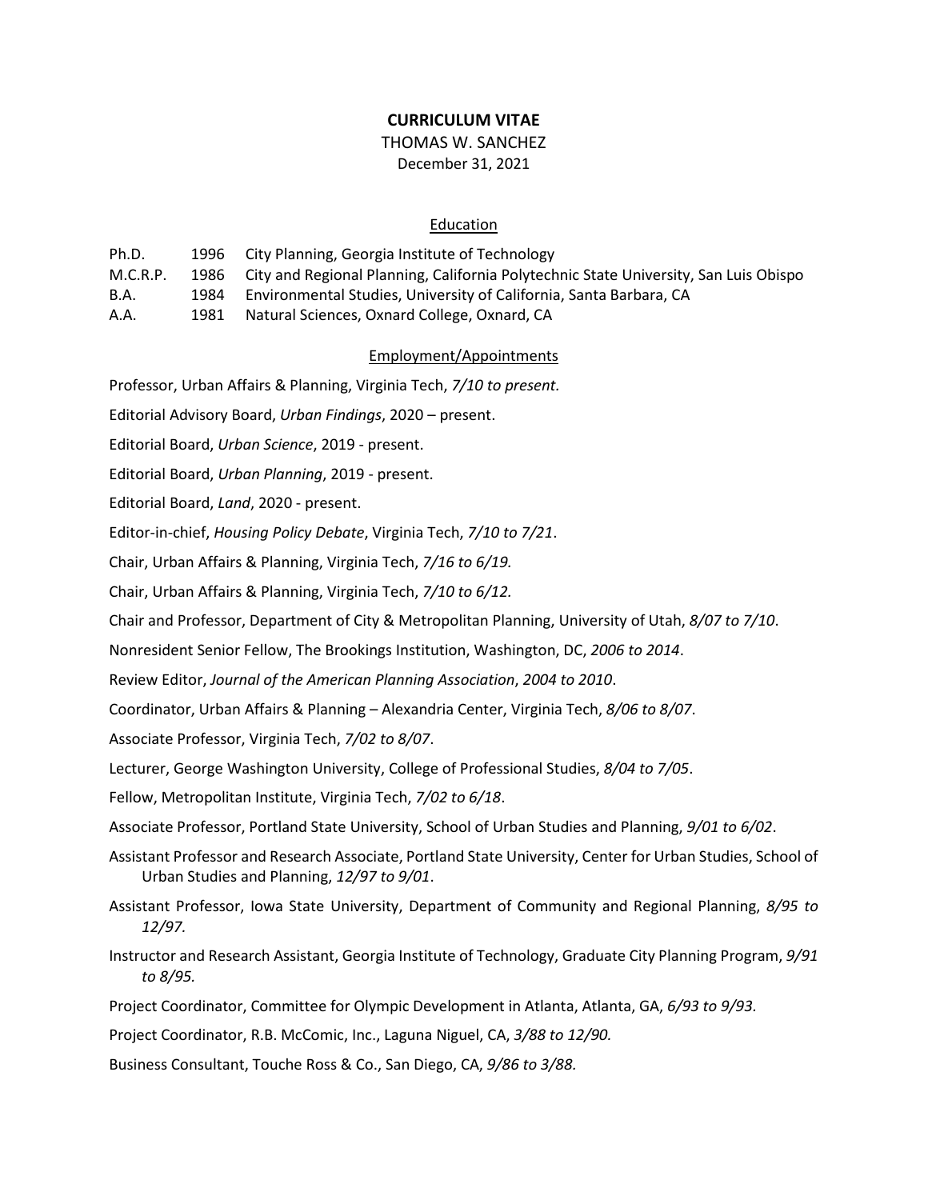# CURRICULUM VITAE

THOMAS W. SANCHEZ

December 31, 2021

## Education

| | | |
|---|---|---|
| Ph.D. | 1996 | City Planning, Georgia Institute of Technology |
| M.C.R.P. | 1986 | City and Regional Planning, California Polytechnic State University, San Luis Obispo |
| B.A. | 1984 | Environmental Studies, University of California, Santa Barbara, CA |
| A.A. | 1981 | Natural Sciences, Oxnard College, Oxnard, CA |

## Employment/Appointments

Professor, Urban Affairs & Planning, Virginia Tech, *7/10 to present.*

Editorial Advisory Board, *Urban Findings*, 2020 – present.

Editorial Board, *Urban Science*, 2019 - present.

Editorial Board, *Urban Planning*, 2019 - present.

Editorial Board, *Land*, 2020 - present.

Editor-in-chief, *Housing Policy Debate*, Virginia Tech, *7/10 to 7/21*.

Chair, Urban Affairs & Planning, Virginia Tech, *7/16 to 6/19.*

Chair, Urban Affairs & Planning, Virginia Tech, *7/10 to 6/12.*

Chair and Professor, Department of City & Metropolitan Planning, University of Utah, *8/07 to 7/10*.

Nonresident Senior Fellow, The Brookings Institution, Washington, DC, *2006 to 2014*.

Review Editor, *Journal of the American Planning Association*, *2004 to 2010*.

Coordinator, Urban Affairs & Planning – Alexandria Center, Virginia Tech, *8/06 to 8/07*.

Associate Professor, Virginia Tech, *7/02 to 8/07*.

Lecturer, George Washington University, College of Professional Studies, *8/04 to 7/05*.

Fellow, Metropolitan Institute, Virginia Tech, *7/02 to 6/18*.

Associate Professor, Portland State University, School of Urban Studies and Planning, *9/01 to 6/02*.

Assistant Professor and Research Associate, Portland State University, Center for Urban Studies, School of Urban Studies and Planning, *12/97 to 9/01*.

Assistant Professor, Iowa State University, Department of Community and Regional Planning, *8/95 to 12/97*.

Instructor and Research Assistant, Georgia Institute of Technology, Graduate City Planning Program, *9/91 to 8/95.*

Project Coordinator, Committee for Olympic Development in Atlanta, Atlanta, GA, *6/93 to 9/93.*

Project Coordinator, R.B. McComic, Inc., Laguna Niguel, CA, *3/88 to 12/90.*

Business Consultant, Touche Ross & Co., San Diego, CA, *9/86 to 3/88.*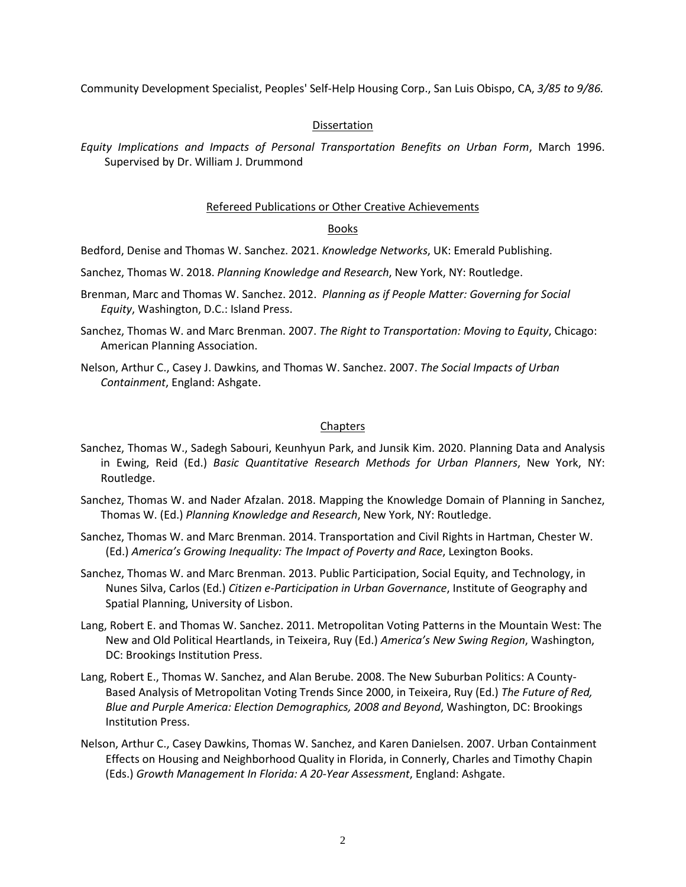Community Development Specialist, Peoples' Self-Help Housing Corp., San Luis Obispo, CA, *3/85 to 9/86.*

## Dissertation

*Equity Implications and Impacts of Personal Transportation Benefits on Urban Form*, March 1996. Supervised by Dr. William J. Drummond

## Refereed Publications or Other Creative Achievements

### Books

Bedford, Denise and Thomas W. Sanchez. 2021. *Knowledge Networks*, UK: Emerald Publishing.

Sanchez, Thomas W. 2018. *Planning Knowledge and Research*, New York, NY: Routledge.

Brenman, Marc and Thomas W. Sanchez. 2012. *Planning as if People Matter: Governing for Social Equity*, Washington, D.C.: Island Press.

Sanchez, Thomas W. and Marc Brenman. 2007. *The Right to Transportation: Moving to Equity*, Chicago: American Planning Association.

Nelson, Arthur C., Casey J. Dawkins, and Thomas W. Sanchez. 2007. *The Social Impacts of Urban Containment*, England: Ashgate.

### Chapters

Sanchez, Thomas W., Sadegh Sabouri, Keunhyun Park, and Junsik Kim. 2020. Planning Data and Analysis in Ewing, Reid (Ed.) *Basic Quantitative Research Methods for Urban Planners*, New York, NY: Routledge.

Sanchez, Thomas W. and Nader Afzalan. 2018. Mapping the Knowledge Domain of Planning in Sanchez, Thomas W. (Ed.) *Planning Knowledge and Research*, New York, NY: Routledge.

Sanchez, Thomas W. and Marc Brenman. 2014. Transportation and Civil Rights in Hartman, Chester W. (Ed.) *America's Growing Inequality: The Impact of Poverty and Race*, Lexington Books.

Sanchez, Thomas W. and Marc Brenman. 2013. Public Participation, Social Equity, and Technology, in Nunes Silva, Carlos (Ed.) *Citizen e-Participation in Urban Governance*, Institute of Geography and Spatial Planning, University of Lisbon.

Lang, Robert E. and Thomas W. Sanchez. 2011. Metropolitan Voting Patterns in the Mountain West: The New and Old Political Heartlands, in Teixeira, Ruy (Ed.) *America's New Swing Region*, Washington, DC: Brookings Institution Press.

Lang, Robert E., Thomas W. Sanchez, and Alan Berube. 2008. The New Suburban Politics: A County-Based Analysis of Metropolitan Voting Trends Since 2000, in Teixeira, Ruy (Ed.) *The Future of Red, Blue and Purple America: Election Demographics, 2008 and Beyond*, Washington, DC: Brookings Institution Press.

Nelson, Arthur C., Casey Dawkins, Thomas W. Sanchez, and Karen Danielsen. 2007. Urban Containment Effects on Housing and Neighborhood Quality in Florida, in Connerly, Charles and Timothy Chapin (Eds.) *Growth Management In Florida: A 20-Year Assessment*, England: Ashgate.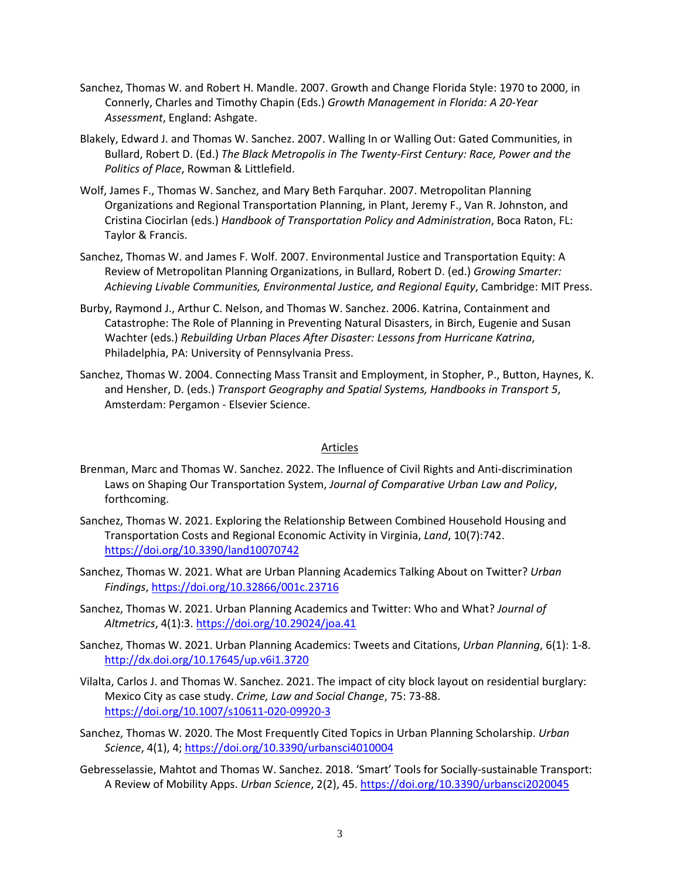Sanchez, Thomas W. and Robert H. Mandle. 2007. Growth and Change Florida Style: 1970 to 2000, in Connerly, Charles and Timothy Chapin (Eds.) *Growth Management in Florida: A 20-Year Assessment*, England: Ashgate.

Blakely, Edward J. and Thomas W. Sanchez. 2007. Walling In or Walling Out: Gated Communities, in Bullard, Robert D. (Ed.) *The Black Metropolis in The Twenty-First Century: Race, Power and the Politics of Place*, Rowman & Littlefield.

Wolf, James F., Thomas W. Sanchez, and Mary Beth Farquhar. 2007. Metropolitan Planning Organizations and Regional Transportation Planning, in Plant, Jeremy F., Van R. Johnston, and Cristina Ciocirlan (eds.) *Handbook of Transportation Policy and Administration*, Boca Raton, FL: Taylor & Francis.

Sanchez, Thomas W. and James F. Wolf. 2007. Environmental Justice and Transportation Equity: A Review of Metropolitan Planning Organizations, in Bullard, Robert D. (ed.) *Growing Smarter: Achieving Livable Communities, Environmental Justice, and Regional Equity*, Cambridge: MIT Press.

Burby, Raymond J., Arthur C. Nelson, and Thomas W. Sanchez. 2006. Katrina, Containment and Catastrophe: The Role of Planning in Preventing Natural Disasters, in Birch, Eugenie and Susan Wachter (eds.) *Rebuilding Urban Places After Disaster: Lessons from Hurricane Katrina*, Philadelphia, PA: University of Pennsylvania Press.

Sanchez, Thomas W. 2004. Connecting Mass Transit and Employment, in Stopher, P., Button, Haynes, K. and Hensher, D. (eds.) *Transport Geography and Spatial Systems, Handbooks in Transport 5*, Amsterdam: Pergamon - Elsevier Science.

## Articles

Brenman, Marc and Thomas W. Sanchez. 2022. The Influence of Civil Rights and Anti-discrimination Laws on Shaping Our Transportation System, *Journal of Comparative Urban Law and Policy*, forthcoming.

Sanchez, Thomas W. 2021. Exploring the Relationship Between Combined Household Housing and Transportation Costs and Regional Economic Activity in Virginia, *Land*, 10(7):742. https://doi.org/10.3390/land10070742

Sanchez, Thomas W. 2021. What are Urban Planning Academics Talking About on Twitter? *Urban Findings*, https://doi.org/10.32866/001c.23716

Sanchez, Thomas W. 2021. Urban Planning Academics and Twitter: Who and What? *Journal of Altmetrics*, 4(1):3. https://doi.org/10.29024/joa.41

Sanchez, Thomas W. 2021. Urban Planning Academics: Tweets and Citations, *Urban Planning*, 6(1): 1-8. http://dx.doi.org/10.17645/up.v6i1.3720

Vilalta, Carlos J. and Thomas W. Sanchez. 2021. The impact of city block layout on residential burglary: Mexico City as case study. *Crime, Law and Social Change*, 75: 73-88. https://doi.org/10.1007/s10611-020-09920-3

Sanchez, Thomas W. 2020. The Most Frequently Cited Topics in Urban Planning Scholarship. *Urban Science*, 4(1), 4; https://doi.org/10.3390/urbansci4010004

Gebresselassie, Mahtot and Thomas W. Sanchez. 2018. 'Smart' Tools for Socially-sustainable Transport: A Review of Mobility Apps. *Urban Science*, 2(2), 45. https://doi.org/10.3390/urbansci2020045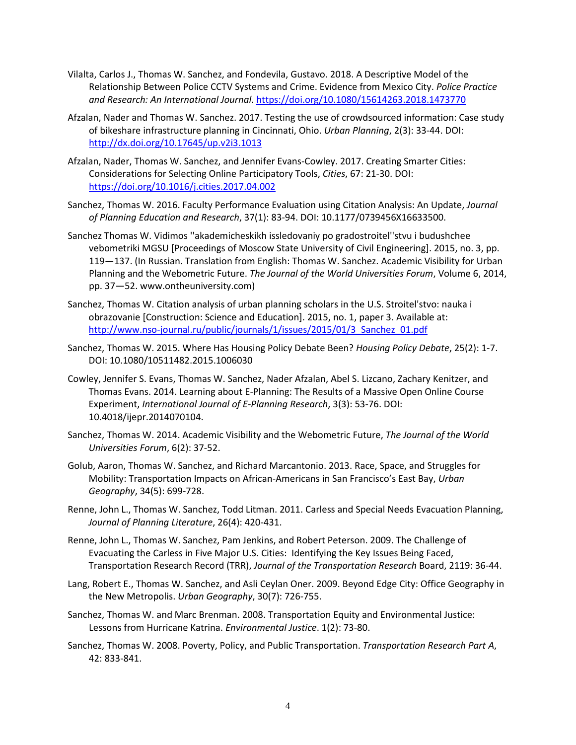Vilalta, Carlos J., Thomas W. Sanchez, and Fondevila, Gustavo. 2018. A Descriptive Model of the Relationship Between Police CCTV Systems and Crime. Evidence from Mexico City. *Police Practice and Research: An International Journal*. https://doi.org/10.1080/15614263.2018.1473770

Afzalan, Nader and Thomas W. Sanchez. 2017. Testing the use of crowdsourced information: Case study of bikeshare infrastructure planning in Cincinnati, Ohio. *Urban Planning*, 2(3): 33-44. DOI: http://dx.doi.org/10.17645/up.v2i3.1013

Afzalan, Nader, Thomas W. Sanchez, and Jennifer Evans-Cowley. 2017. Creating Smarter Cities: Considerations for Selecting Online Participatory Tools, *Cities*, 67: 21-30. DOI: https://doi.org/10.1016/j.cities.2017.04.002

Sanchez, Thomas W. 2016. Faculty Performance Evaluation using Citation Analysis: An Update, *Journal of Planning Education and Research*, 37(1): 83-94. DOI: 10.1177/0739456X16633500.

Sanchez Thomas W. Vidimos ''akademicheskikh issledovaniy po gradostroitel''stvu i budushchee vebometriki MGSU [Proceedings of Moscow State University of Civil Engineering]. 2015, no. 3, pp. 119—137. (In Russian. Translation from English: Thomas W. Sanchez. Academic Visibility for Urban Planning and the Webometric Future. *The Journal of the World Universities Forum*, Volume 6, 2014, pp. 37—52. www.ontheuniversity.com)

Sanchez, Thomas W. Citation analysis of urban planning scholars in the U.S. Stroitel'stvo: nauka i obrazovanie [Construction: Science and Education]. 2015, no. 1, paper 3. Available at: http://www.nso-journal.ru/public/journals/1/issues/2015/01/3_Sanchez_01.pdf

Sanchez, Thomas W. 2015. Where Has Housing Policy Debate Been? *Housing Policy Debate*, 25(2): 1-7. DOI: 10.1080/10511482.2015.1006030

Cowley, Jennifer S. Evans, Thomas W. Sanchez, Nader Afzalan, Abel S. Lizcano, Zachary Kenitzer, and Thomas Evans. 2014. Learning about E-Planning: The Results of a Massive Open Online Course Experiment, *International Journal of E-Planning Research*, 3(3): 53-76. DOI: 10.4018/ijepr.2014070104.

Sanchez, Thomas W. 2014. Academic Visibility and the Webometric Future, *The Journal of the World Universities Forum*, 6(2): 37-52.

Golub, Aaron, Thomas W. Sanchez, and Richard Marcantonio. 2013. Race, Space, and Struggles for Mobility: Transportation Impacts on African-Americans in San Francisco's East Bay, *Urban Geography*, 34(5): 699-728.

Renne, John L., Thomas W. Sanchez, Todd Litman. 2011. Carless and Special Needs Evacuation Planning, *Journal of Planning Literature*, 26(4): 420-431.

Renne, John L., Thomas W. Sanchez, Pam Jenkins, and Robert Peterson. 2009. The Challenge of Evacuating the Carless in Five Major U.S. Cities: Identifying the Key Issues Being Faced, Transportation Research Record (TRR), *Journal of the Transportation Research* Board, 2119: 36-44.

Lang, Robert E., Thomas W. Sanchez, and Asli Ceylan Oner. 2009. Beyond Edge City: Office Geography in the New Metropolis. *Urban Geography*, 30(7): 726-755.

Sanchez, Thomas W. and Marc Brenman. 2008. Transportation Equity and Environmental Justice: Lessons from Hurricane Katrina. *Environmental Justice*. 1(2): 73-80.

Sanchez, Thomas W. 2008. Poverty, Policy, and Public Transportation. *Transportation Research Part A*, 42: 833-841.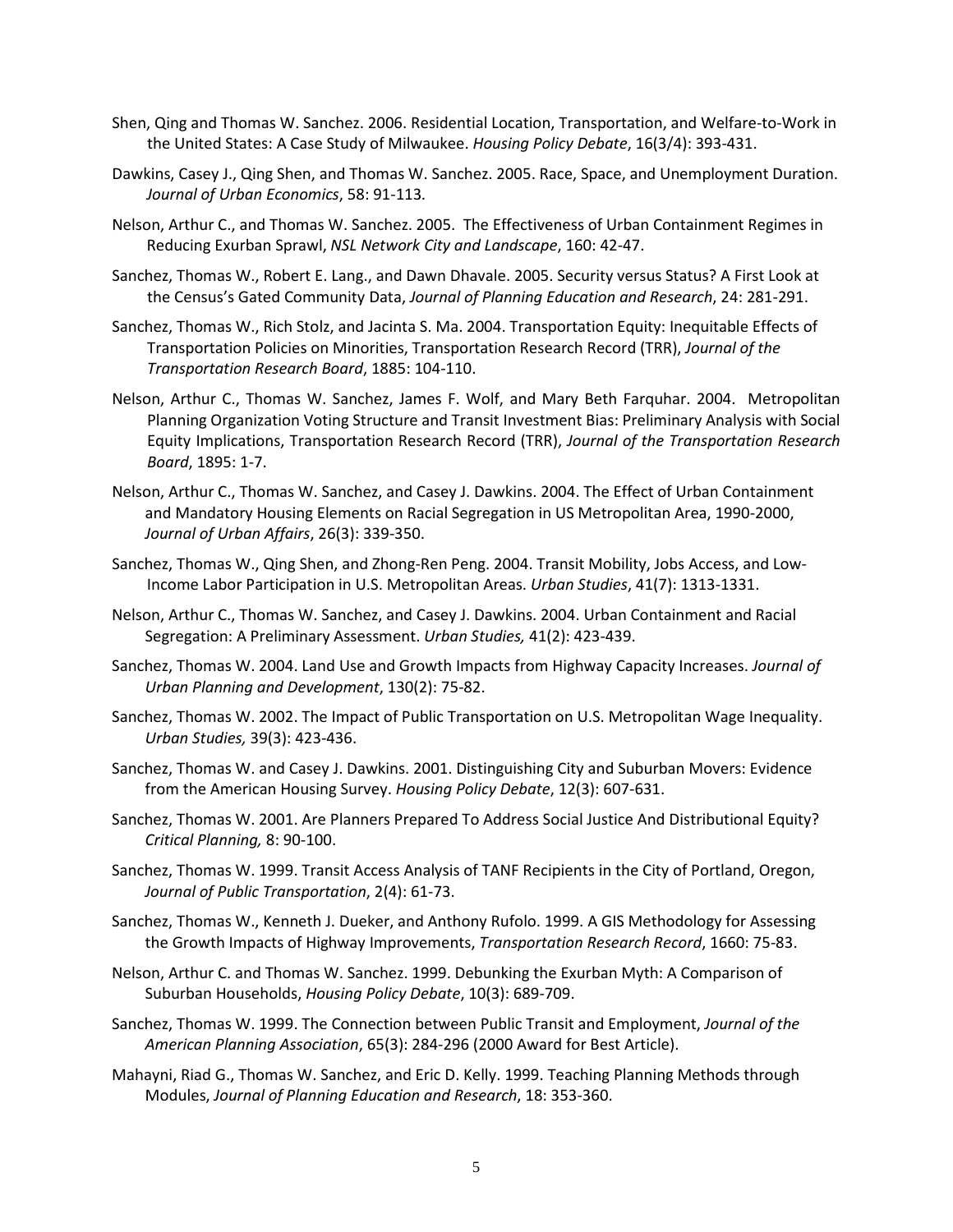Shen, Qing and Thomas W. Sanchez. 2006. Residential Location, Transportation, and Welfare-to-Work in the United States: A Case Study of Milwaukee. *Housing Policy Debate*, 16(3/4): 393-431.

Dawkins, Casey J., Qing Shen, and Thomas W. Sanchez. 2005. Race, Space, and Unemployment Duration. *Journal of Urban Economics*, 58: 91-113.

Nelson, Arthur C., and Thomas W. Sanchez. 2005. The Effectiveness of Urban Containment Regimes in Reducing Exurban Sprawl, *NSL Network City and Landscape*, 160: 42-47.

Sanchez, Thomas W., Robert E. Lang., and Dawn Dhavale. 2005. Security versus Status? A First Look at the Census's Gated Community Data, *Journal of Planning Education and Research*, 24: 281-291.

Sanchez, Thomas W., Rich Stolz, and Jacinta S. Ma. 2004. Transportation Equity: Inequitable Effects of Transportation Policies on Minorities, Transportation Research Record (TRR), *Journal of the Transportation Research Board*, 1885: 104-110.

Nelson, Arthur C., Thomas W. Sanchez, James F. Wolf, and Mary Beth Farquhar. 2004. Metropolitan Planning Organization Voting Structure and Transit Investment Bias: Preliminary Analysis with Social Equity Implications, Transportation Research Record (TRR), *Journal of the Transportation Research Board*, 1895: 1-7.

Nelson, Arthur C., Thomas W. Sanchez, and Casey J. Dawkins. 2004. The Effect of Urban Containment and Mandatory Housing Elements on Racial Segregation in US Metropolitan Area, 1990-2000, *Journal of Urban Affairs*, 26(3): 339-350.

Sanchez, Thomas W., Qing Shen, and Zhong-Ren Peng. 2004. Transit Mobility, Jobs Access, and Low-Income Labor Participation in U.S. Metropolitan Areas. *Urban Studies*, 41(7): 1313-1331.

Nelson, Arthur C., Thomas W. Sanchez, and Casey J. Dawkins. 2004. Urban Containment and Racial Segregation: A Preliminary Assessment. *Urban Studies,* 41(2): 423-439.

Sanchez, Thomas W. 2004. Land Use and Growth Impacts from Highway Capacity Increases. *Journal of Urban Planning and Development*, 130(2): 75-82.

Sanchez, Thomas W. 2002. The Impact of Public Transportation on U.S. Metropolitan Wage Inequality. *Urban Studies,* 39(3): 423-436.

Sanchez, Thomas W. and Casey J. Dawkins. 2001. Distinguishing City and Suburban Movers: Evidence from the American Housing Survey. *Housing Policy Debate*, 12(3): 607-631.

Sanchez, Thomas W. 2001. Are Planners Prepared To Address Social Justice And Distributional Equity? *Critical Planning,* 8: 90-100.

Sanchez, Thomas W. 1999. Transit Access Analysis of TANF Recipients in the City of Portland, Oregon, *Journal of Public Transportation*, 2(4): 61-73.

Sanchez, Thomas W., Kenneth J. Dueker, and Anthony Rufolo. 1999. A GIS Methodology for Assessing the Growth Impacts of Highway Improvements, *Transportation Research Record*, 1660: 75-83.

Nelson, Arthur C. and Thomas W. Sanchez. 1999. Debunking the Exurban Myth: A Comparison of Suburban Households, *Housing Policy Debate*, 10(3): 689-709.

Sanchez, Thomas W. 1999. The Connection between Public Transit and Employment, *Journal of the American Planning Association*, 65(3): 284-296 (2000 Award for Best Article).

Mahayni, Riad G., Thomas W. Sanchez, and Eric D. Kelly. 1999. Teaching Planning Methods through Modules, *Journal of Planning Education and Research*, 18: 353-360.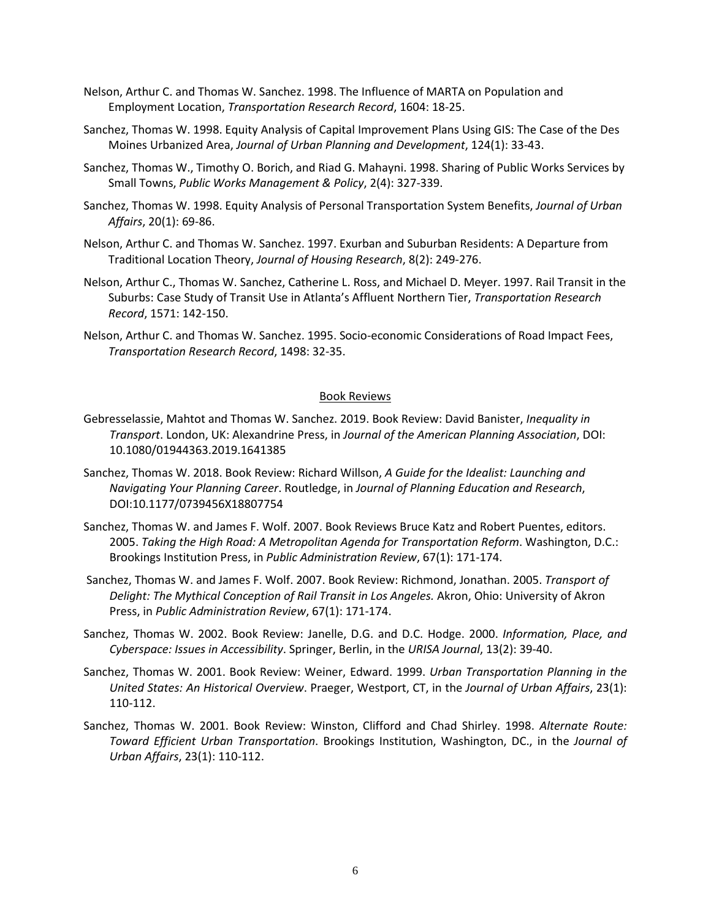Nelson, Arthur C. and Thomas W. Sanchez. 1998. The Influence of MARTA on Population and Employment Location, *Transportation Research Record*, 1604: 18-25.

Sanchez, Thomas W. 1998. Equity Analysis of Capital Improvement Plans Using GIS: The Case of the Des Moines Urbanized Area, *Journal of Urban Planning and Development*, 124(1): 33-43.

Sanchez, Thomas W., Timothy O. Borich, and Riad G. Mahayni. 1998. Sharing of Public Works Services by Small Towns, *Public Works Management & Policy*, 2(4): 327-339.

Sanchez, Thomas W. 1998. Equity Analysis of Personal Transportation System Benefits, *Journal of Urban Affairs*, 20(1): 69-86.

Nelson, Arthur C. and Thomas W. Sanchez. 1997. Exurban and Suburban Residents: A Departure from Traditional Location Theory, *Journal of Housing Research*, 8(2): 249-276.

Nelson, Arthur C., Thomas W. Sanchez, Catherine L. Ross, and Michael D. Meyer. 1997. Rail Transit in the Suburbs: Case Study of Transit Use in Atlanta's Affluent Northern Tier, *Transportation Research Record*, 1571: 142-150.

Nelson, Arthur C. and Thomas W. Sanchez. 1995. Socio-economic Considerations of Road Impact Fees, *Transportation Research Record*, 1498: 32-35.

## Book Reviews

Gebresselassie, Mahtot and Thomas W. Sanchez. 2019. Book Review: David Banister, *Inequality in Transport*. London, UK: Alexandrine Press, in *Journal of the American Planning Association*, DOI: 10.1080/01944363.2019.1641385

Sanchez, Thomas W. 2018. Book Review: Richard Willson, *A Guide for the Idealist: Launching and Navigating Your Planning Career*. Routledge, in *Journal of Planning Education and Research*, DOI:10.1177/0739456X18807754

Sanchez, Thomas W. and James F. Wolf. 2007. Book Reviews Bruce Katz and Robert Puentes, editors. 2005. *Taking the High Road: A Metropolitan Agenda for Transportation Reform*. Washington, D.C.: Brookings Institution Press, in *Public Administration Review*, 67(1): 171-174.

Sanchez, Thomas W. and James F. Wolf. 2007. Book Review: Richmond, Jonathan. 2005. *Transport of Delight: The Mythical Conception of Rail Transit in Los Angeles.* Akron, Ohio: University of Akron Press, in *Public Administration Review*, 67(1): 171-174.

Sanchez, Thomas W. 2002. Book Review: Janelle, D.G. and D.C. Hodge. 2000. *Information, Place, and Cyberspace: Issues in Accessibility*. Springer, Berlin, in the *URISA Journal*, 13(2): 39-40.

Sanchez, Thomas W. 2001. Book Review: Weiner, Edward. 1999. *Urban Transportation Planning in the United States: An Historical Overview*. Praeger, Westport, CT, in the *Journal of Urban Affairs*, 23(1): 110-112.

Sanchez, Thomas W. 2001. Book Review: Winston, Clifford and Chad Shirley. 1998. *Alternate Route: Toward Efficient Urban Transportation*. Brookings Institution, Washington, DC., in the *Journal of Urban Affairs*, 23(1): 110-112.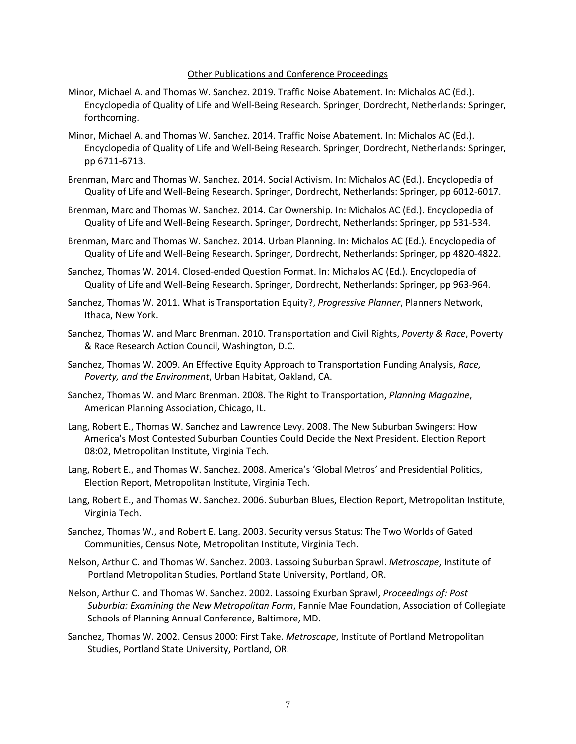## Other Publications and Conference Proceedings

Minor, Michael A. and Thomas W. Sanchez. 2019. Traffic Noise Abatement. In: Michalos AC (Ed.). Encyclopedia of Quality of Life and Well-Being Research. Springer, Dordrecht, Netherlands: Springer, forthcoming.

Minor, Michael A. and Thomas W. Sanchez. 2014. Traffic Noise Abatement. In: Michalos AC (Ed.). Encyclopedia of Quality of Life and Well-Being Research. Springer, Dordrecht, Netherlands: Springer, pp 6711-6713.

Brenman, Marc and Thomas W. Sanchez. 2014. Social Activism. In: Michalos AC (Ed.). Encyclopedia of Quality of Life and Well-Being Research. Springer, Dordrecht, Netherlands: Springer, pp 6012-6017.

Brenman, Marc and Thomas W. Sanchez. 2014. Car Ownership. In: Michalos AC (Ed.). Encyclopedia of Quality of Life and Well-Being Research. Springer, Dordrecht, Netherlands: Springer, pp 531-534.

Brenman, Marc and Thomas W. Sanchez. 2014. Urban Planning. In: Michalos AC (Ed.). Encyclopedia of Quality of Life and Well-Being Research. Springer, Dordrecht, Netherlands: Springer, pp 4820-4822.

Sanchez, Thomas W. 2014. Closed-ended Question Format. In: Michalos AC (Ed.). Encyclopedia of Quality of Life and Well-Being Research. Springer, Dordrecht, Netherlands: Springer, pp 963-964.

Sanchez, Thomas W. 2011. What is Transportation Equity?, *Progressive Planner*, Planners Network, Ithaca, New York.

Sanchez, Thomas W. and Marc Brenman. 2010. Transportation and Civil Rights, *Poverty & Race*, Poverty & Race Research Action Council, Washington, D.C.

Sanchez, Thomas W. 2009. An Effective Equity Approach to Transportation Funding Analysis, *Race, Poverty, and the Environment*, Urban Habitat, Oakland, CA.

Sanchez, Thomas W. and Marc Brenman. 2008. The Right to Transportation, *Planning Magazine*, American Planning Association, Chicago, IL.

Lang, Robert E., Thomas W. Sanchez and Lawrence Levy. 2008. The New Suburban Swingers: How America's Most Contested Suburban Counties Could Decide the Next President. Election Report 08:02, Metropolitan Institute, Virginia Tech.

Lang, Robert E., and Thomas W. Sanchez. 2008. America's 'Global Metros' and Presidential Politics, Election Report, Metropolitan Institute, Virginia Tech.

Lang, Robert E., and Thomas W. Sanchez. 2006. Suburban Blues, Election Report, Metropolitan Institute, Virginia Tech.

Sanchez, Thomas W., and Robert E. Lang. 2003. Security versus Status: The Two Worlds of Gated Communities, Census Note, Metropolitan Institute, Virginia Tech.

Nelson, Arthur C. and Thomas W. Sanchez. 2003. Lassoing Suburban Sprawl. *Metroscape*, Institute of Portland Metropolitan Studies, Portland State University, Portland, OR.

Nelson, Arthur C. and Thomas W. Sanchez. 2002. Lassoing Exurban Sprawl, *Proceedings of: Post Suburbia: Examining the New Metropolitan Form*, Fannie Mae Foundation, Association of Collegiate Schools of Planning Annual Conference, Baltimore, MD.

Sanchez, Thomas W. 2002. Census 2000: First Take. *Metroscape*, Institute of Portland Metropolitan Studies, Portland State University, Portland, OR.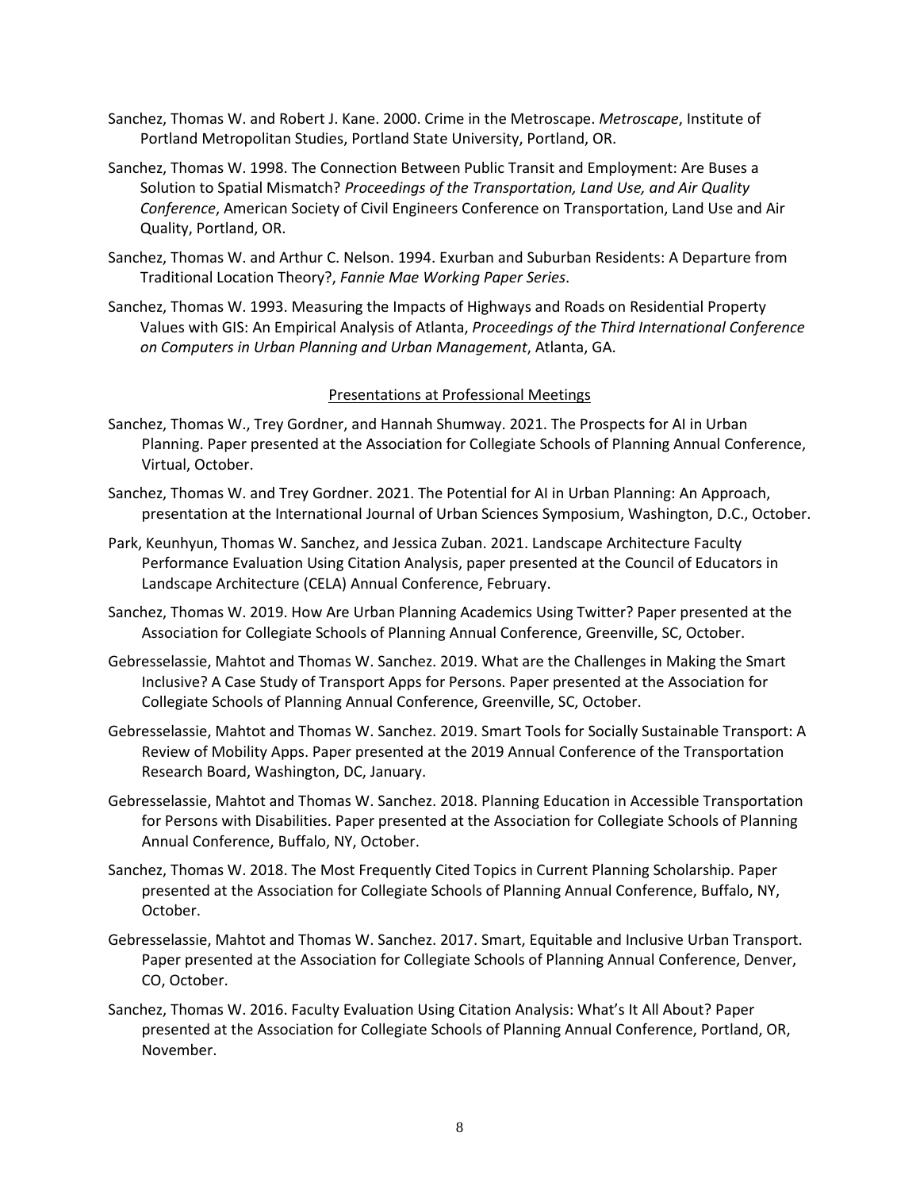Sanchez, Thomas W. and Robert J. Kane. 2000. Crime in the Metroscape. *Metroscape*, Institute of Portland Metropolitan Studies, Portland State University, Portland, OR.

Sanchez, Thomas W. 1998. The Connection Between Public Transit and Employment: Are Buses a Solution to Spatial Mismatch? *Proceedings of the Transportation, Land Use, and Air Quality Conference*, American Society of Civil Engineers Conference on Transportation, Land Use and Air Quality, Portland, OR.

Sanchez, Thomas W. and Arthur C. Nelson. 1994. Exurban and Suburban Residents: A Departure from Traditional Location Theory?, *Fannie Mae Working Paper Series*.

Sanchez, Thomas W. 1993. Measuring the Impacts of Highways and Roads on Residential Property Values with GIS: An Empirical Analysis of Atlanta, *Proceedings of the Third International Conference on Computers in Urban Planning and Urban Management*, Atlanta, GA.

## Presentations at Professional Meetings

Sanchez, Thomas W., Trey Gordner, and Hannah Shumway. 2021. The Prospects for AI in Urban Planning. Paper presented at the Association for Collegiate Schools of Planning Annual Conference, Virtual, October.

Sanchez, Thomas W. and Trey Gordner. 2021. The Potential for AI in Urban Planning: An Approach, presentation at the International Journal of Urban Sciences Symposium, Washington, D.C., October.

Park, Keunhyun, Thomas W. Sanchez, and Jessica Zuban. 2021. Landscape Architecture Faculty Performance Evaluation Using Citation Analysis, paper presented at the Council of Educators in Landscape Architecture (CELA) Annual Conference, February.

Sanchez, Thomas W. 2019. How Are Urban Planning Academics Using Twitter? Paper presented at the Association for Collegiate Schools of Planning Annual Conference, Greenville, SC, October.

Gebresselassie, Mahtot and Thomas W. Sanchez. 2019. What are the Challenges in Making the Smart Inclusive? A Case Study of Transport Apps for Persons. Paper presented at the Association for Collegiate Schools of Planning Annual Conference, Greenville, SC, October.

Gebresselassie, Mahtot and Thomas W. Sanchez. 2019. Smart Tools for Socially Sustainable Transport: A Review of Mobility Apps. Paper presented at the 2019 Annual Conference of the Transportation Research Board, Washington, DC, January.

Gebresselassie, Mahtot and Thomas W. Sanchez. 2018. Planning Education in Accessible Transportation for Persons with Disabilities. Paper presented at the Association for Collegiate Schools of Planning Annual Conference, Buffalo, NY, October.

Sanchez, Thomas W. 2018. The Most Frequently Cited Topics in Current Planning Scholarship. Paper presented at the Association for Collegiate Schools of Planning Annual Conference, Buffalo, NY, October.

Gebresselassie, Mahtot and Thomas W. Sanchez. 2017. Smart, Equitable and Inclusive Urban Transport. Paper presented at the Association for Collegiate Schools of Planning Annual Conference, Denver, CO, October.

Sanchez, Thomas W. 2016. Faculty Evaluation Using Citation Analysis: What's It All About? Paper presented at the Association for Collegiate Schools of Planning Annual Conference, Portland, OR, November.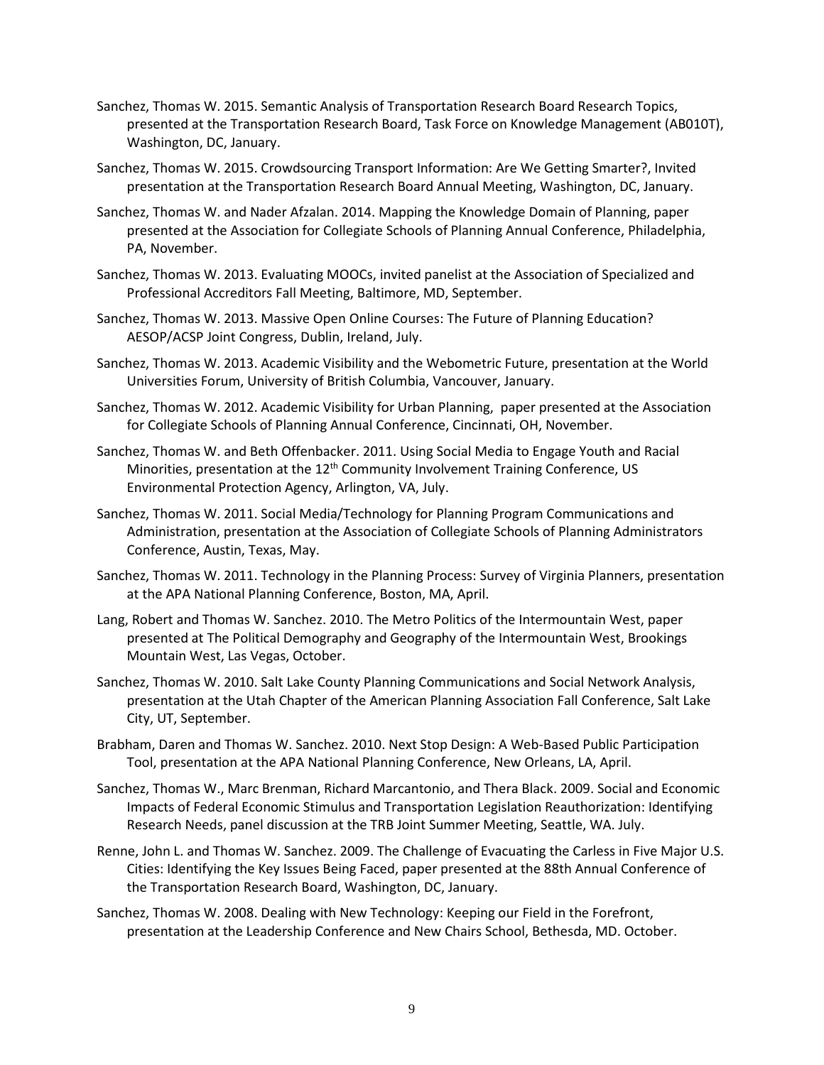Sanchez, Thomas W. 2015. Semantic Analysis of Transportation Research Board Research Topics, presented at the Transportation Research Board, Task Force on Knowledge Management (AB010T), Washington, DC, January.

Sanchez, Thomas W. 2015. Crowdsourcing Transport Information: Are We Getting Smarter?, Invited presentation at the Transportation Research Board Annual Meeting, Washington, DC, January.

Sanchez, Thomas W. and Nader Afzalan. 2014. Mapping the Knowledge Domain of Planning, paper presented at the Association for Collegiate Schools of Planning Annual Conference, Philadelphia, PA, November.

Sanchez, Thomas W. 2013. Evaluating MOOCs, invited panelist at the Association of Specialized and Professional Accreditors Fall Meeting, Baltimore, MD, September.

Sanchez, Thomas W. 2013. Massive Open Online Courses: The Future of Planning Education? AESOP/ACSP Joint Congress, Dublin, Ireland, July.

Sanchez, Thomas W. 2013. Academic Visibility and the Webometric Future, presentation at the World Universities Forum, University of British Columbia, Vancouver, January.

Sanchez, Thomas W. 2012. Academic Visibility for Urban Planning, paper presented at the Association for Collegiate Schools of Planning Annual Conference, Cincinnati, OH, November.

Sanchez, Thomas W. and Beth Offenbacker. 2011. Using Social Media to Engage Youth and Racial Minorities, presentation at the 12th Community Involvement Training Conference, US Environmental Protection Agency, Arlington, VA, July.

Sanchez, Thomas W. 2011. Social Media/Technology for Planning Program Communications and Administration, presentation at the Association of Collegiate Schools of Planning Administrators Conference, Austin, Texas, May.

Sanchez, Thomas W. 2011. Technology in the Planning Process: Survey of Virginia Planners, presentation at the APA National Planning Conference, Boston, MA, April.

Lang, Robert and Thomas W. Sanchez. 2010. The Metro Politics of the Intermountain West, paper presented at The Political Demography and Geography of the Intermountain West, Brookings Mountain West, Las Vegas, October.

Sanchez, Thomas W. 2010. Salt Lake County Planning Communications and Social Network Analysis, presentation at the Utah Chapter of the American Planning Association Fall Conference, Salt Lake City, UT, September.

Brabham, Daren and Thomas W. Sanchez. 2010. Next Stop Design: A Web-Based Public Participation Tool, presentation at the APA National Planning Conference, New Orleans, LA, April.

Sanchez, Thomas W., Marc Brenman, Richard Marcantonio, and Thera Black. 2009. Social and Economic Impacts of Federal Economic Stimulus and Transportation Legislation Reauthorization: Identifying Research Needs, panel discussion at the TRB Joint Summer Meeting, Seattle, WA. July.

Renne, John L. and Thomas W. Sanchez. 2009. The Challenge of Evacuating the Carless in Five Major U.S. Cities: Identifying the Key Issues Being Faced, paper presented at the 88th Annual Conference of the Transportation Research Board, Washington, DC, January.

Sanchez, Thomas W. 2008. Dealing with New Technology: Keeping our Field in the Forefront, presentation at the Leadership Conference and New Chairs School, Bethesda, MD. October.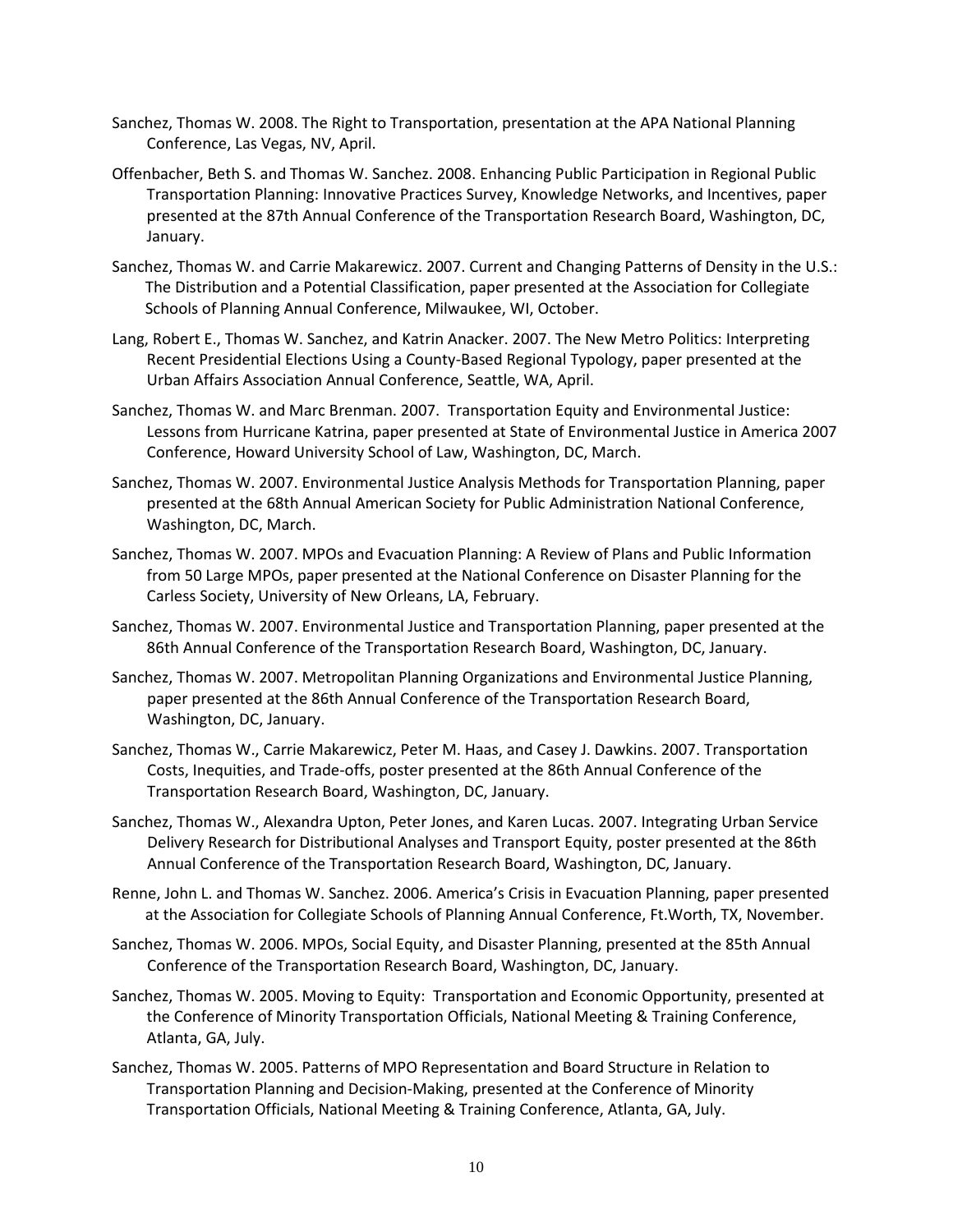Sanchez, Thomas W. 2008. The Right to Transportation, presentation at the APA National Planning Conference, Las Vegas, NV, April.

Offenbacher, Beth S. and Thomas W. Sanchez. 2008. Enhancing Public Participation in Regional Public Transportation Planning: Innovative Practices Survey, Knowledge Networks, and Incentives, paper presented at the 87th Annual Conference of the Transportation Research Board, Washington, DC, January.

Sanchez, Thomas W. and Carrie Makarewicz. 2007. Current and Changing Patterns of Density in the U.S.: The Distribution and a Potential Classification, paper presented at the Association for Collegiate Schools of Planning Annual Conference, Milwaukee, WI, October.

Lang, Robert E., Thomas W. Sanchez, and Katrin Anacker. 2007. The New Metro Politics: Interpreting Recent Presidential Elections Using a County-Based Regional Typology, paper presented at the Urban Affairs Association Annual Conference, Seattle, WA, April.

Sanchez, Thomas W. and Marc Brenman. 2007. Transportation Equity and Environmental Justice: Lessons from Hurricane Katrina, paper presented at State of Environmental Justice in America 2007 Conference, Howard University School of Law, Washington, DC, March.

Sanchez, Thomas W. 2007. Environmental Justice Analysis Methods for Transportation Planning, paper presented at the 68th Annual American Society for Public Administration National Conference, Washington, DC, March.

Sanchez, Thomas W. 2007. MPOs and Evacuation Planning: A Review of Plans and Public Information from 50 Large MPOs, paper presented at the National Conference on Disaster Planning for the Carless Society, University of New Orleans, LA, February.

Sanchez, Thomas W. 2007. Environmental Justice and Transportation Planning, paper presented at the 86th Annual Conference of the Transportation Research Board, Washington, DC, January.

Sanchez, Thomas W. 2007. Metropolitan Planning Organizations and Environmental Justice Planning, paper presented at the 86th Annual Conference of the Transportation Research Board, Washington, DC, January.

Sanchez, Thomas W., Carrie Makarewicz, Peter M. Haas, and Casey J. Dawkins. 2007. Transportation Costs, Inequities, and Trade-offs, poster presented at the 86th Annual Conference of the Transportation Research Board, Washington, DC, January.

Sanchez, Thomas W., Alexandra Upton, Peter Jones, and Karen Lucas. 2007. Integrating Urban Service Delivery Research for Distributional Analyses and Transport Equity, poster presented at the 86th Annual Conference of the Transportation Research Board, Washington, DC, January.

Renne, John L. and Thomas W. Sanchez. 2006. America's Crisis in Evacuation Planning, paper presented at the Association for Collegiate Schools of Planning Annual Conference, Ft.Worth, TX, November.

Sanchez, Thomas W. 2006. MPOs, Social Equity, and Disaster Planning, presented at the 85th Annual Conference of the Transportation Research Board, Washington, DC, January.

Sanchez, Thomas W. 2005. Moving to Equity: Transportation and Economic Opportunity, presented at the Conference of Minority Transportation Officials, National Meeting & Training Conference, Atlanta, GA, July.

Sanchez, Thomas W. 2005. Patterns of MPO Representation and Board Structure in Relation to Transportation Planning and Decision-Making, presented at the Conference of Minority Transportation Officials, National Meeting & Training Conference, Atlanta, GA, July.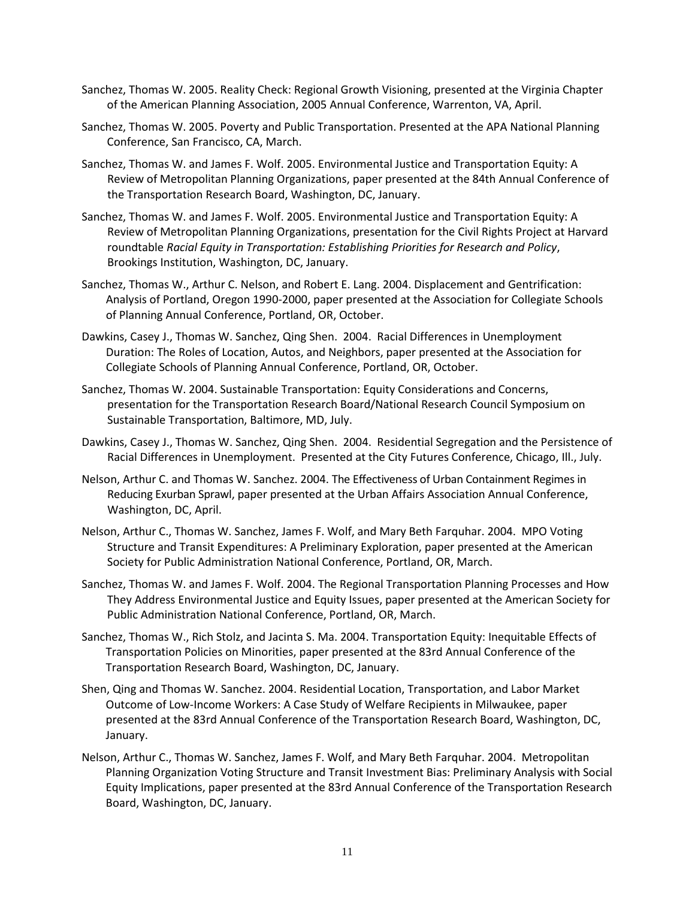Sanchez, Thomas W. 2005. Reality Check: Regional Growth Visioning, presented at the Virginia Chapter of the American Planning Association, 2005 Annual Conference, Warrenton, VA, April.

Sanchez, Thomas W. 2005. Poverty and Public Transportation. Presented at the APA National Planning Conference, San Francisco, CA, March.

Sanchez, Thomas W. and James F. Wolf. 2005. Environmental Justice and Transportation Equity: A Review of Metropolitan Planning Organizations, paper presented at the 84th Annual Conference of the Transportation Research Board, Washington, DC, January.

Sanchez, Thomas W. and James F. Wolf. 2005. Environmental Justice and Transportation Equity: A Review of Metropolitan Planning Organizations, presentation for the Civil Rights Project at Harvard roundtable *Racial Equity in Transportation: Establishing Priorities for Research and Policy*, Brookings Institution, Washington, DC, January.

Sanchez, Thomas W., Arthur C. Nelson, and Robert E. Lang. 2004. Displacement and Gentrification: Analysis of Portland, Oregon 1990-2000, paper presented at the Association for Collegiate Schools of Planning Annual Conference, Portland, OR, October.

Dawkins, Casey J., Thomas W. Sanchez, Qing Shen. 2004. Racial Differences in Unemployment Duration: The Roles of Location, Autos, and Neighbors, paper presented at the Association for Collegiate Schools of Planning Annual Conference, Portland, OR, October.

Sanchez, Thomas W. 2004. Sustainable Transportation: Equity Considerations and Concerns, presentation for the Transportation Research Board/National Research Council Symposium on Sustainable Transportation, Baltimore, MD, July.

Dawkins, Casey J., Thomas W. Sanchez, Qing Shen. 2004. Residential Segregation and the Persistence of Racial Differences in Unemployment. Presented at the City Futures Conference, Chicago, Ill., July.

Nelson, Arthur C. and Thomas W. Sanchez. 2004. The Effectiveness of Urban Containment Regimes in Reducing Exurban Sprawl, paper presented at the Urban Affairs Association Annual Conference, Washington, DC, April.

Nelson, Arthur C., Thomas W. Sanchez, James F. Wolf, and Mary Beth Farquhar. 2004. MPO Voting Structure and Transit Expenditures: A Preliminary Exploration, paper presented at the American Society for Public Administration National Conference, Portland, OR, March.

Sanchez, Thomas W. and James F. Wolf. 2004. The Regional Transportation Planning Processes and How They Address Environmental Justice and Equity Issues, paper presented at the American Society for Public Administration National Conference, Portland, OR, March.

Sanchez, Thomas W., Rich Stolz, and Jacinta S. Ma. 2004. Transportation Equity: Inequitable Effects of Transportation Policies on Minorities, paper presented at the 83rd Annual Conference of the Transportation Research Board, Washington, DC, January.

Shen, Qing and Thomas W. Sanchez. 2004. Residential Location, Transportation, and Labor Market Outcome of Low-Income Workers: A Case Study of Welfare Recipients in Milwaukee, paper presented at the 83rd Annual Conference of the Transportation Research Board, Washington, DC, January.

Nelson, Arthur C., Thomas W. Sanchez, James F. Wolf, and Mary Beth Farquhar. 2004. Metropolitan Planning Organization Voting Structure and Transit Investment Bias: Preliminary Analysis with Social Equity Implications, paper presented at the 83rd Annual Conference of the Transportation Research Board, Washington, DC, January.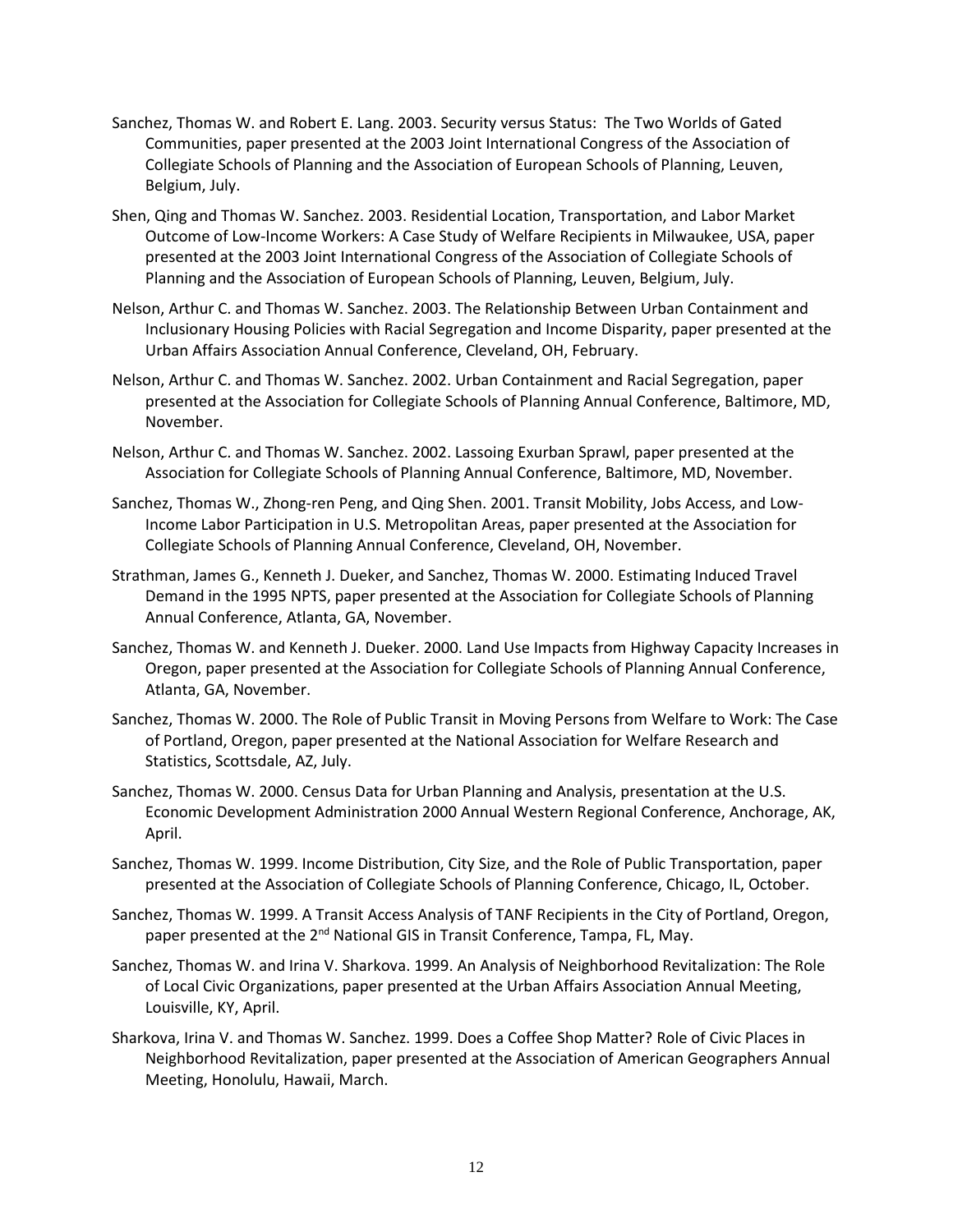Sanchez, Thomas W. and Robert E. Lang. 2003. Security versus Status: The Two Worlds of Gated Communities, paper presented at the 2003 Joint International Congress of the Association of Collegiate Schools of Planning and the Association of European Schools of Planning, Leuven, Belgium, July.

Shen, Qing and Thomas W. Sanchez. 2003. Residential Location, Transportation, and Labor Market Outcome of Low-Income Workers: A Case Study of Welfare Recipients in Milwaukee, USA, paper presented at the 2003 Joint International Congress of the Association of Collegiate Schools of Planning and the Association of European Schools of Planning, Leuven, Belgium, July.

Nelson, Arthur C. and Thomas W. Sanchez. 2003. The Relationship Between Urban Containment and Inclusionary Housing Policies with Racial Segregation and Income Disparity, paper presented at the Urban Affairs Association Annual Conference, Cleveland, OH, February.

Nelson, Arthur C. and Thomas W. Sanchez. 2002. Urban Containment and Racial Segregation, paper presented at the Association for Collegiate Schools of Planning Annual Conference, Baltimore, MD, November.

Nelson, Arthur C. and Thomas W. Sanchez. 2002. Lassoing Exurban Sprawl, paper presented at the Association for Collegiate Schools of Planning Annual Conference, Baltimore, MD, November.

Sanchez, Thomas W., Zhong-ren Peng, and Qing Shen. 2001. Transit Mobility, Jobs Access, and Low-Income Labor Participation in U.S. Metropolitan Areas, paper presented at the Association for Collegiate Schools of Planning Annual Conference, Cleveland, OH, November.

Strathman, James G., Kenneth J. Dueker, and Sanchez, Thomas W. 2000. Estimating Induced Travel Demand in the 1995 NPTS, paper presented at the Association for Collegiate Schools of Planning Annual Conference, Atlanta, GA, November.

Sanchez, Thomas W. and Kenneth J. Dueker. 2000. Land Use Impacts from Highway Capacity Increases in Oregon, paper presented at the Association for Collegiate Schools of Planning Annual Conference, Atlanta, GA, November.

Sanchez, Thomas W. 2000. The Role of Public Transit in Moving Persons from Welfare to Work: The Case of Portland, Oregon, paper presented at the National Association for Welfare Research and Statistics, Scottsdale, AZ, July.

Sanchez, Thomas W. 2000. Census Data for Urban Planning and Analysis, presentation at the U.S. Economic Development Administration 2000 Annual Western Regional Conference, Anchorage, AK, April.

Sanchez, Thomas W. 1999. Income Distribution, City Size, and the Role of Public Transportation, paper presented at the Association of Collegiate Schools of Planning Conference, Chicago, IL, October.

Sanchez, Thomas W. 1999. A Transit Access Analysis of TANF Recipients in the City of Portland, Oregon, paper presented at the 2nd National GIS in Transit Conference, Tampa, FL, May.

Sanchez, Thomas W. and Irina V. Sharkova. 1999. An Analysis of Neighborhood Revitalization: The Role of Local Civic Organizations, paper presented at the Urban Affairs Association Annual Meeting, Louisville, KY, April.

Sharkova, Irina V. and Thomas W. Sanchez. 1999. Does a Coffee Shop Matter? Role of Civic Places in Neighborhood Revitalization, paper presented at the Association of American Geographers Annual Meeting, Honolulu, Hawaii, March.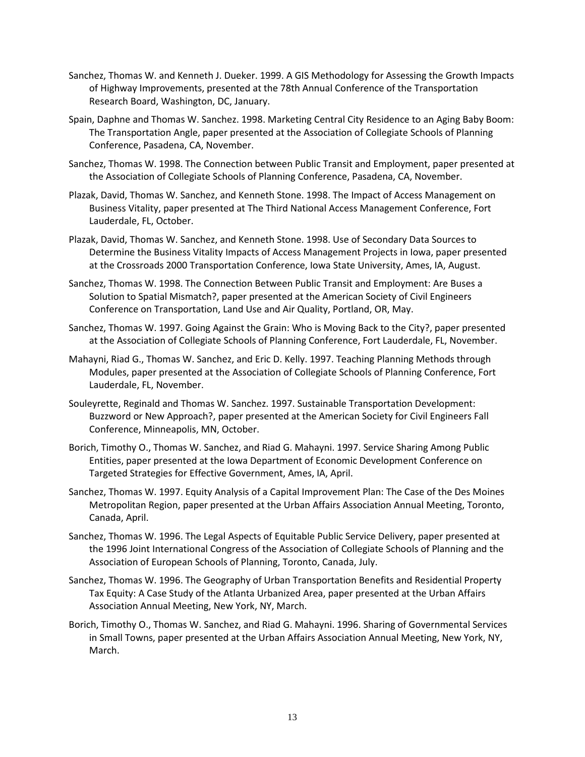Sanchez, Thomas W. and Kenneth J. Dueker. 1999. A GIS Methodology for Assessing the Growth Impacts of Highway Improvements, presented at the 78th Annual Conference of the Transportation Research Board, Washington, DC, January.

Spain, Daphne and Thomas W. Sanchez. 1998. Marketing Central City Residence to an Aging Baby Boom: The Transportation Angle, paper presented at the Association of Collegiate Schools of Planning Conference, Pasadena, CA, November.

Sanchez, Thomas W. 1998. The Connection between Public Transit and Employment, paper presented at the Association of Collegiate Schools of Planning Conference, Pasadena, CA, November.

Plazak, David, Thomas W. Sanchez, and Kenneth Stone. 1998. The Impact of Access Management on Business Vitality, paper presented at The Third National Access Management Conference, Fort Lauderdale, FL, October.

Plazak, David, Thomas W. Sanchez, and Kenneth Stone. 1998. Use of Secondary Data Sources to Determine the Business Vitality Impacts of Access Management Projects in Iowa, paper presented at the Crossroads 2000 Transportation Conference, Iowa State University, Ames, IA, August.

Sanchez, Thomas W. 1998. The Connection Between Public Transit and Employment: Are Buses a Solution to Spatial Mismatch?, paper presented at the American Society of Civil Engineers Conference on Transportation, Land Use and Air Quality, Portland, OR, May.

Sanchez, Thomas W. 1997. Going Against the Grain: Who is Moving Back to the City?, paper presented at the Association of Collegiate Schools of Planning Conference, Fort Lauderdale, FL, November.

Mahayni, Riad G., Thomas W. Sanchez, and Eric D. Kelly. 1997. Teaching Planning Methods through Modules, paper presented at the Association of Collegiate Schools of Planning Conference, Fort Lauderdale, FL, November.

Souleyrette, Reginald and Thomas W. Sanchez. 1997. Sustainable Transportation Development: Buzzword or New Approach?, paper presented at the American Society for Civil Engineers Fall Conference, Minneapolis, MN, October.

Borich, Timothy O., Thomas W. Sanchez, and Riad G. Mahayni. 1997. Service Sharing Among Public Entities, paper presented at the Iowa Department of Economic Development Conference on Targeted Strategies for Effective Government, Ames, IA, April.

Sanchez, Thomas W. 1997. Equity Analysis of a Capital Improvement Plan: The Case of the Des Moines Metropolitan Region, paper presented at the Urban Affairs Association Annual Meeting, Toronto, Canada, April.

Sanchez, Thomas W. 1996. The Legal Aspects of Equitable Public Service Delivery, paper presented at the 1996 Joint International Congress of the Association of Collegiate Schools of Planning and the Association of European Schools of Planning, Toronto, Canada, July.

Sanchez, Thomas W. 1996. The Geography of Urban Transportation Benefits and Residential Property Tax Equity: A Case Study of the Atlanta Urbanized Area, paper presented at the Urban Affairs Association Annual Meeting, New York, NY, March.

Borich, Timothy O., Thomas W. Sanchez, and Riad G. Mahayni. 1996. Sharing of Governmental Services in Small Towns, paper presented at the Urban Affairs Association Annual Meeting, New York, NY, March.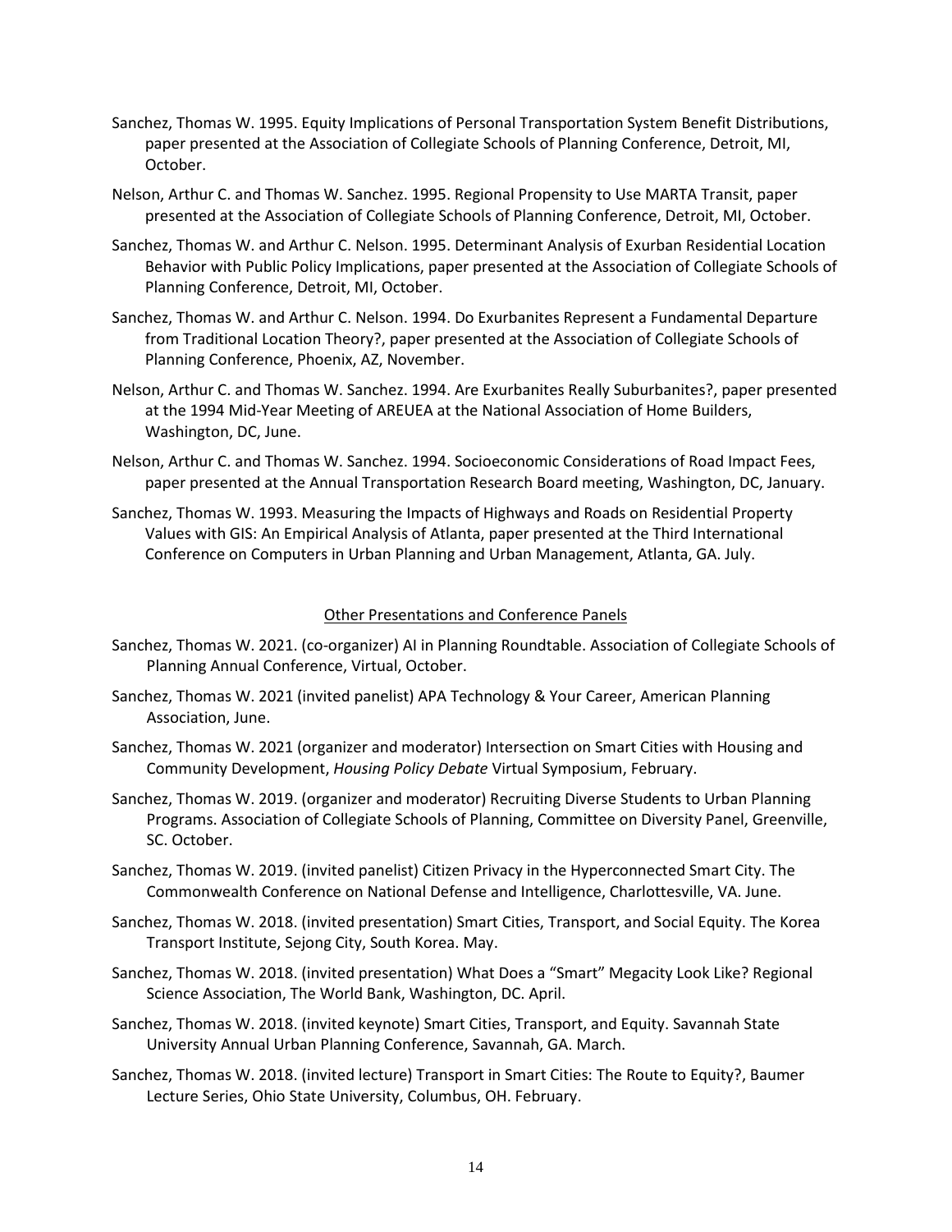Sanchez, Thomas W. 1995. Equity Implications of Personal Transportation System Benefit Distributions, paper presented at the Association of Collegiate Schools of Planning Conference, Detroit, MI, October.

Nelson, Arthur C. and Thomas W. Sanchez. 1995. Regional Propensity to Use MARTA Transit, paper presented at the Association of Collegiate Schools of Planning Conference, Detroit, MI, October.

Sanchez, Thomas W. and Arthur C. Nelson. 1995. Determinant Analysis of Exurban Residential Location Behavior with Public Policy Implications, paper presented at the Association of Collegiate Schools of Planning Conference, Detroit, MI, October.

Sanchez, Thomas W. and Arthur C. Nelson. 1994. Do Exurbanites Represent a Fundamental Departure from Traditional Location Theory?, paper presented at the Association of Collegiate Schools of Planning Conference, Phoenix, AZ, November.

Nelson, Arthur C. and Thomas W. Sanchez. 1994. Are Exurbanites Really Suburbanites?, paper presented at the 1994 Mid-Year Meeting of AREUEA at the National Association of Home Builders, Washington, DC, June.

Nelson, Arthur C. and Thomas W. Sanchez. 1994. Socioeconomic Considerations of Road Impact Fees, paper presented at the Annual Transportation Research Board meeting, Washington, DC, January.

Sanchez, Thomas W. 1993. Measuring the Impacts of Highways and Roads on Residential Property Values with GIS: An Empirical Analysis of Atlanta, paper presented at the Third International Conference on Computers in Urban Planning and Urban Management, Atlanta, GA. July.

## Other Presentations and Conference Panels

Sanchez, Thomas W. 2021. (co-organizer) AI in Planning Roundtable. Association of Collegiate Schools of Planning Annual Conference, Virtual, October.

Sanchez, Thomas W. 2021 (invited panelist) APA Technology & Your Career, American Planning Association, June.

Sanchez, Thomas W. 2021 (organizer and moderator) Intersection on Smart Cities with Housing and Community Development, *Housing Policy Debate* Virtual Symposium, February.

Sanchez, Thomas W. 2019. (organizer and moderator) Recruiting Diverse Students to Urban Planning Programs. Association of Collegiate Schools of Planning, Committee on Diversity Panel, Greenville, SC. October.

Sanchez, Thomas W. 2019. (invited panelist) Citizen Privacy in the Hyperconnected Smart City. The Commonwealth Conference on National Defense and Intelligence, Charlottesville, VA. June.

Sanchez, Thomas W. 2018. (invited presentation) Smart Cities, Transport, and Social Equity. The Korea Transport Institute, Sejong City, South Korea. May.

Sanchez, Thomas W. 2018. (invited presentation) What Does a "Smart" Megacity Look Like? Regional Science Association, The World Bank, Washington, DC. April.

Sanchez, Thomas W. 2018. (invited keynote) Smart Cities, Transport, and Equity. Savannah State University Annual Urban Planning Conference, Savannah, GA. March.

Sanchez, Thomas W. 2018. (invited lecture) Transport in Smart Cities: The Route to Equity?, Baumer Lecture Series, Ohio State University, Columbus, OH. February.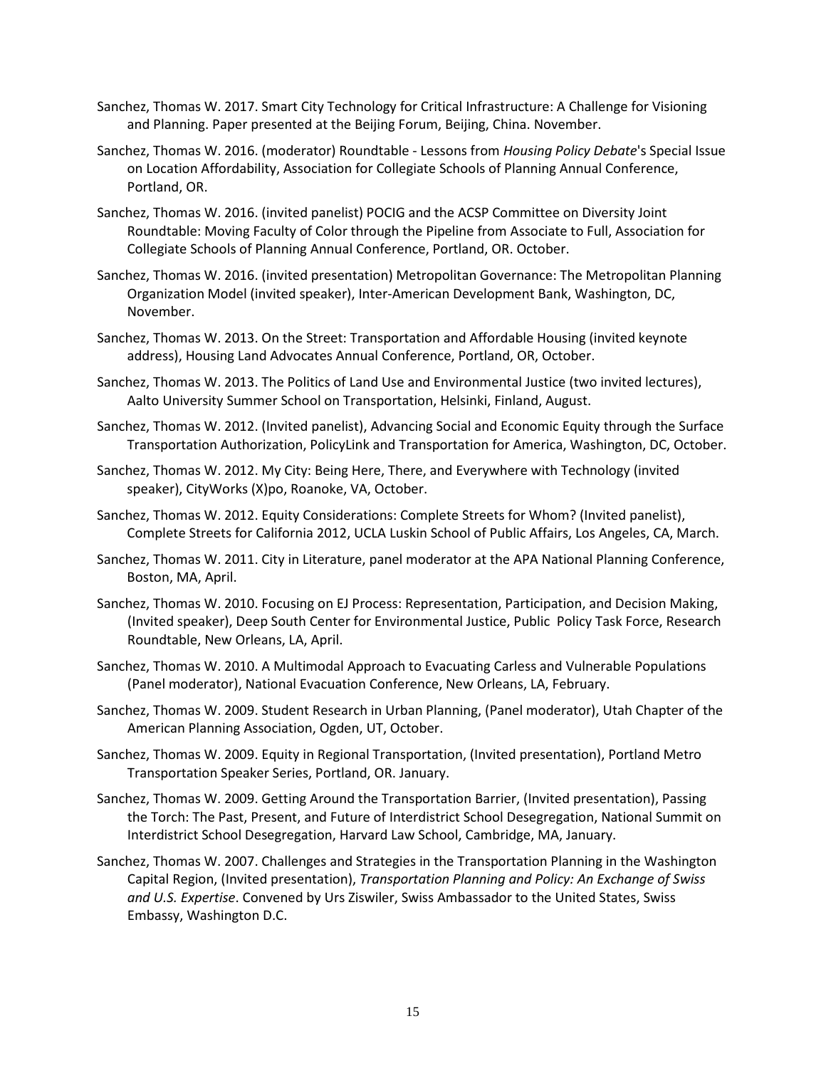Sanchez, Thomas W. 2017. Smart City Technology for Critical Infrastructure: A Challenge for Visioning and Planning. Paper presented at the Beijing Forum, Beijing, China. November.

Sanchez, Thomas W. 2016. (moderator) Roundtable - Lessons from *Housing Policy Debate*'s Special Issue on Location Affordability, Association for Collegiate Schools of Planning Annual Conference, Portland, OR.

Sanchez, Thomas W. 2016. (invited panelist) POCIG and the ACSP Committee on Diversity Joint Roundtable: Moving Faculty of Color through the Pipeline from Associate to Full, Association for Collegiate Schools of Planning Annual Conference, Portland, OR. October.

Sanchez, Thomas W. 2016. (invited presentation) Metropolitan Governance: The Metropolitan Planning Organization Model (invited speaker), Inter-American Development Bank, Washington, DC, November.

Sanchez, Thomas W. 2013. On the Street: Transportation and Affordable Housing (invited keynote address), Housing Land Advocates Annual Conference, Portland, OR, October.

Sanchez, Thomas W. 2013. The Politics of Land Use and Environmental Justice (two invited lectures), Aalto University Summer School on Transportation, Helsinki, Finland, August.

Sanchez, Thomas W. 2012. (Invited panelist), Advancing Social and Economic Equity through the Surface Transportation Authorization, PolicyLink and Transportation for America, Washington, DC, October.

Sanchez, Thomas W. 2012. My City: Being Here, There, and Everywhere with Technology (invited speaker), CityWorks (X)po, Roanoke, VA, October.

Sanchez, Thomas W. 2012. Equity Considerations: Complete Streets for Whom? (Invited panelist), Complete Streets for California 2012, UCLA Luskin School of Public Affairs, Los Angeles, CA, March.

Sanchez, Thomas W. 2011. City in Literature, panel moderator at the APA National Planning Conference, Boston, MA, April.

Sanchez, Thomas W. 2010. Focusing on EJ Process: Representation, Participation, and Decision Making, (Invited speaker), Deep South Center for Environmental Justice, Public Policy Task Force, Research Roundtable, New Orleans, LA, April.

Sanchez, Thomas W. 2010. A Multimodal Approach to Evacuating Carless and Vulnerable Populations (Panel moderator), National Evacuation Conference, New Orleans, LA, February.

Sanchez, Thomas W. 2009. Student Research in Urban Planning, (Panel moderator), Utah Chapter of the American Planning Association, Ogden, UT, October.

Sanchez, Thomas W. 2009. Equity in Regional Transportation, (Invited presentation), Portland Metro Transportation Speaker Series, Portland, OR. January.

Sanchez, Thomas W. 2009. Getting Around the Transportation Barrier, (Invited presentation), Passing the Torch: The Past, Present, and Future of Interdistrict School Desegregation, National Summit on Interdistrict School Desegregation, Harvard Law School, Cambridge, MA, January.

Sanchez, Thomas W. 2007. Challenges and Strategies in the Transportation Planning in the Washington Capital Region, (Invited presentation), *Transportation Planning and Policy: An Exchange of Swiss and U.S. Expertise*. Convened by Urs Ziswiler, Swiss Ambassador to the United States, Swiss Embassy, Washington D.C.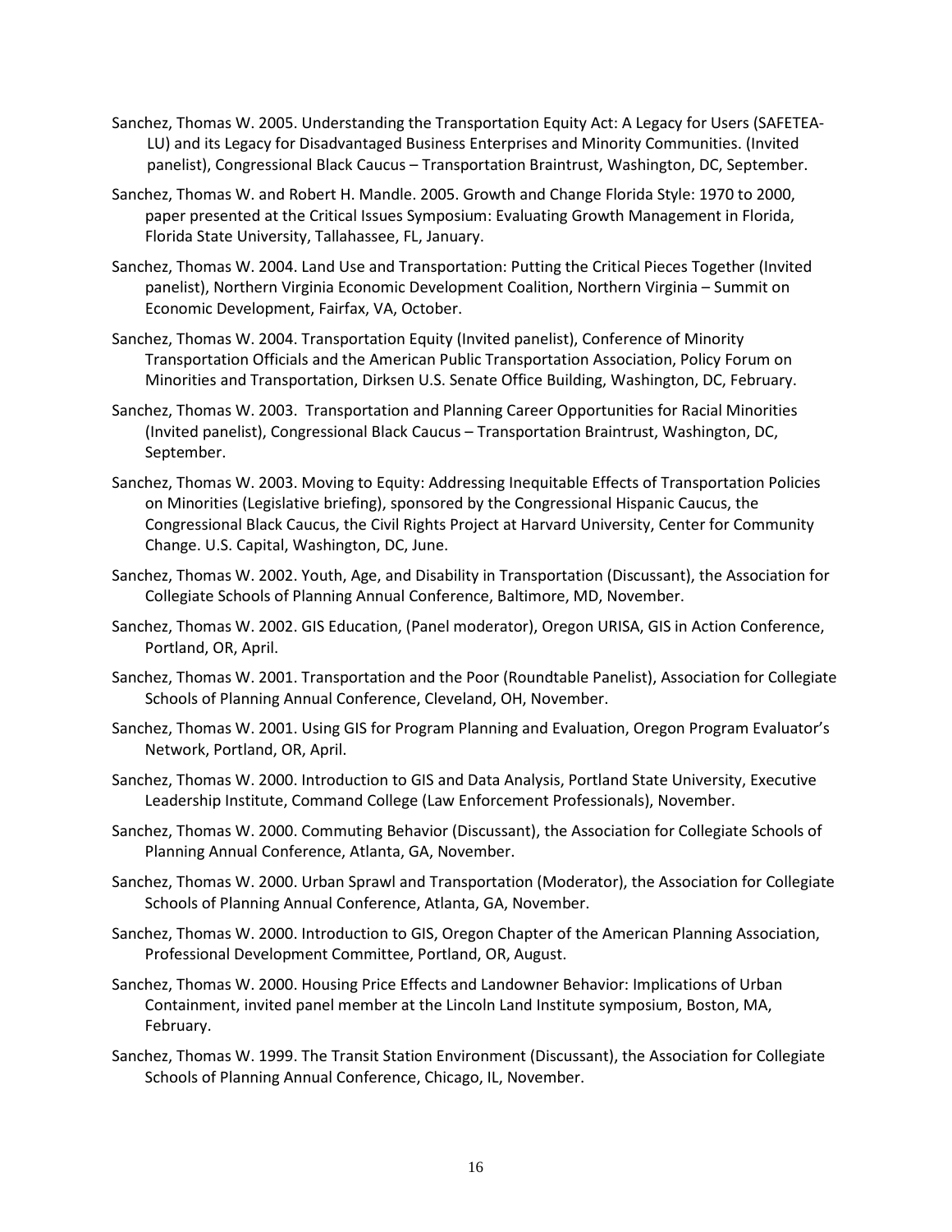Sanchez, Thomas W. 2005. Understanding the Transportation Equity Act: A Legacy for Users (SAFETEA-LU) and its Legacy for Disadvantaged Business Enterprises and Minority Communities. (Invited panelist), Congressional Black Caucus – Transportation Braintrust, Washington, DC, September.

Sanchez, Thomas W. and Robert H. Mandle. 2005. Growth and Change Florida Style: 1970 to 2000, paper presented at the Critical Issues Symposium: Evaluating Growth Management in Florida, Florida State University, Tallahassee, FL, January.

Sanchez, Thomas W. 2004. Land Use and Transportation: Putting the Critical Pieces Together (Invited panelist), Northern Virginia Economic Development Coalition, Northern Virginia – Summit on Economic Development, Fairfax, VA, October.

Sanchez, Thomas W. 2004. Transportation Equity (Invited panelist), Conference of Minority Transportation Officials and the American Public Transportation Association, Policy Forum on Minorities and Transportation, Dirksen U.S. Senate Office Building, Washington, DC, February.

Sanchez, Thomas W. 2003. Transportation and Planning Career Opportunities for Racial Minorities (Invited panelist), Congressional Black Caucus – Transportation Braintrust, Washington, DC, September.

Sanchez, Thomas W. 2003. Moving to Equity: Addressing Inequitable Effects of Transportation Policies on Minorities (Legislative briefing), sponsored by the Congressional Hispanic Caucus, the Congressional Black Caucus, the Civil Rights Project at Harvard University, Center for Community Change. U.S. Capital, Washington, DC, June.

Sanchez, Thomas W. 2002. Youth, Age, and Disability in Transportation (Discussant), the Association for Collegiate Schools of Planning Annual Conference, Baltimore, MD, November.

Sanchez, Thomas W. 2002. GIS Education, (Panel moderator), Oregon URISA, GIS in Action Conference, Portland, OR, April.

Sanchez, Thomas W. 2001. Transportation and the Poor (Roundtable Panelist), Association for Collegiate Schools of Planning Annual Conference, Cleveland, OH, November.

Sanchez, Thomas W. 2001. Using GIS for Program Planning and Evaluation, Oregon Program Evaluator's Network, Portland, OR, April.

Sanchez, Thomas W. 2000. Introduction to GIS and Data Analysis, Portland State University, Executive Leadership Institute, Command College (Law Enforcement Professionals), November.

Sanchez, Thomas W. 2000. Commuting Behavior (Discussant), the Association for Collegiate Schools of Planning Annual Conference, Atlanta, GA, November.

Sanchez, Thomas W. 2000. Urban Sprawl and Transportation (Moderator), the Association for Collegiate Schools of Planning Annual Conference, Atlanta, GA, November.

Sanchez, Thomas W. 2000. Introduction to GIS, Oregon Chapter of the American Planning Association, Professional Development Committee, Portland, OR, August.

Sanchez, Thomas W. 2000. Housing Price Effects and Landowner Behavior: Implications of Urban Containment, invited panel member at the Lincoln Land Institute symposium, Boston, MA, February.

Sanchez, Thomas W. 1999. The Transit Station Environment (Discussant), the Association for Collegiate Schools of Planning Annual Conference, Chicago, IL, November.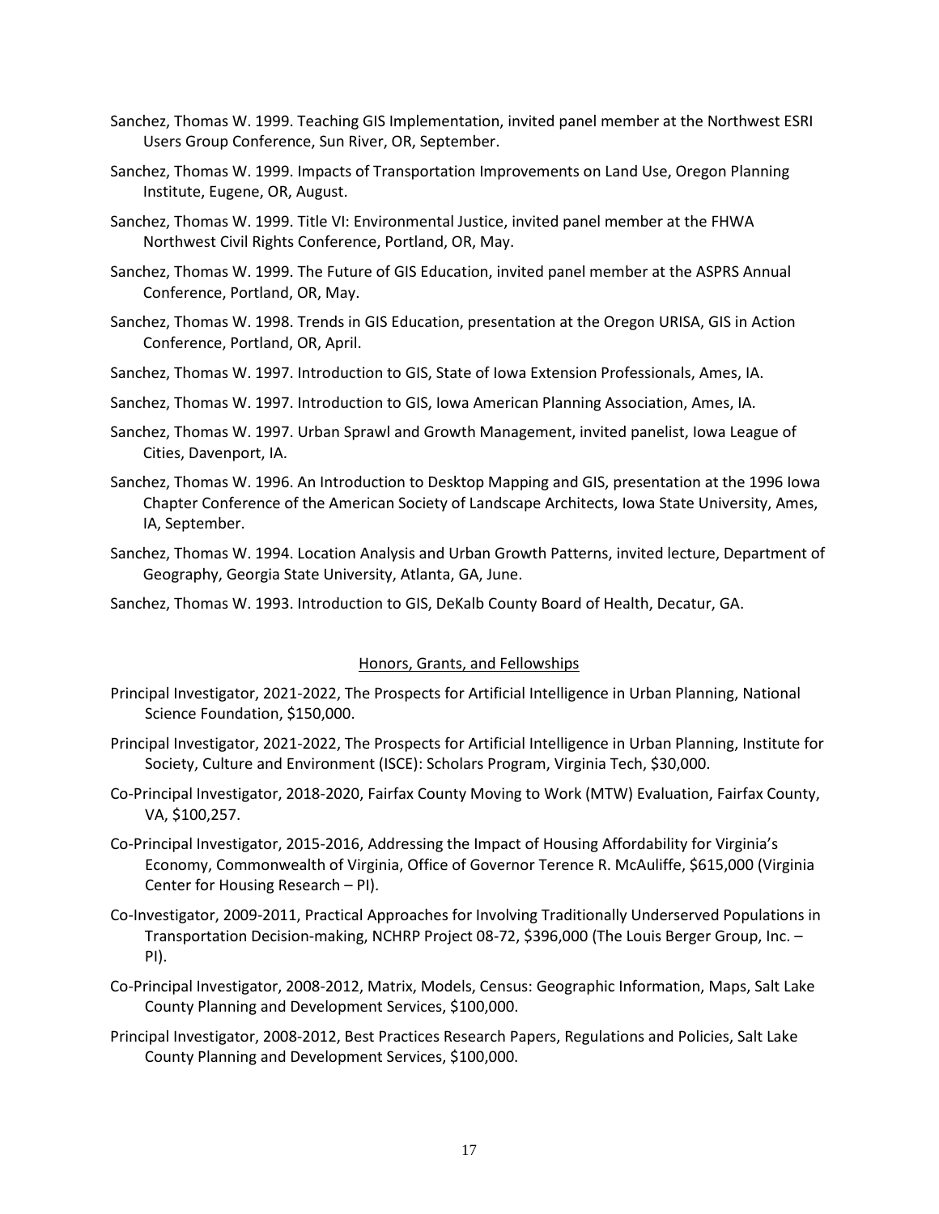Sanchez, Thomas W. 1999. Teaching GIS Implementation, invited panel member at the Northwest ESRI Users Group Conference, Sun River, OR, September.

Sanchez, Thomas W. 1999. Impacts of Transportation Improvements on Land Use, Oregon Planning Institute, Eugene, OR, August.

Sanchez, Thomas W. 1999. Title VI: Environmental Justice, invited panel member at the FHWA Northwest Civil Rights Conference, Portland, OR, May.

Sanchez, Thomas W. 1999. The Future of GIS Education, invited panel member at the ASPRS Annual Conference, Portland, OR, May.

Sanchez, Thomas W. 1998. Trends in GIS Education, presentation at the Oregon URISA, GIS in Action Conference, Portland, OR, April.

Sanchez, Thomas W. 1997. Introduction to GIS, State of Iowa Extension Professionals, Ames, IA.

Sanchez, Thomas W. 1997. Introduction to GIS, Iowa American Planning Association, Ames, IA.

Sanchez, Thomas W. 1997. Urban Sprawl and Growth Management, invited panelist, Iowa League of Cities, Davenport, IA.

Sanchez, Thomas W. 1996. An Introduction to Desktop Mapping and GIS, presentation at the 1996 Iowa Chapter Conference of the American Society of Landscape Architects, Iowa State University, Ames, IA, September.

Sanchez, Thomas W. 1994. Location Analysis and Urban Growth Patterns, invited lecture, Department of Geography, Georgia State University, Atlanta, GA, June.

Sanchez, Thomas W. 1993. Introduction to GIS, DeKalb County Board of Health, Decatur, GA.

## Honors, Grants, and Fellowships

Principal Investigator, 2021-2022, The Prospects for Artificial Intelligence in Urban Planning, National Science Foundation, $150,000.

Principal Investigator, 2021-2022, The Prospects for Artificial Intelligence in Urban Planning, Institute for Society, Culture and Environment (ISCE): Scholars Program, Virginia Tech, $30,000.

Co-Principal Investigator, 2018-2020, Fairfax County Moving to Work (MTW) Evaluation, Fairfax County, VA, $100,257.

Co-Principal Investigator, 2015-2016, Addressing the Impact of Housing Affordability for Virginia's Economy, Commonwealth of Virginia, Office of Governor Terence R. McAuliffe, $615,000 (Virginia Center for Housing Research – PI).

Co-Investigator, 2009-2011, Practical Approaches for Involving Traditionally Underserved Populations in Transportation Decision-making, NCHRP Project 08-72, $396,000 (The Louis Berger Group, Inc. – PI).

Co-Principal Investigator, 2008-2012, Matrix, Models, Census: Geographic Information, Maps, Salt Lake County Planning and Development Services, $100,000.

Principal Investigator, 2008-2012, Best Practices Research Papers, Regulations and Policies, Salt Lake County Planning and Development Services, $100,000.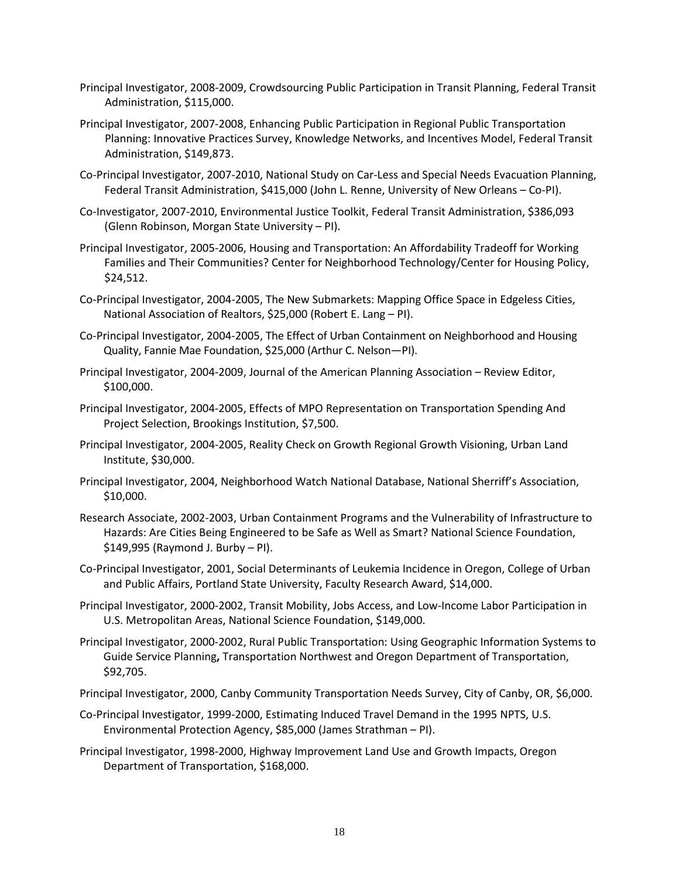Principal Investigator, 2008-2009, Crowdsourcing Public Participation in Transit Planning, Federal Transit Administration, $115,000.

Principal Investigator, 2007-2008, Enhancing Public Participation in Regional Public Transportation Planning: Innovative Practices Survey, Knowledge Networks, and Incentives Model, Federal Transit Administration, $149,873.

Co-Principal Investigator, 2007-2010, National Study on Car-Less and Special Needs Evacuation Planning, Federal Transit Administration, $415,000 (John L. Renne, University of New Orleans – Co-PI).

Co-Investigator, 2007-2010, Environmental Justice Toolkit, Federal Transit Administration, $386,093 (Glenn Robinson, Morgan State University – PI).

Principal Investigator, 2005-2006, Housing and Transportation: An Affordability Tradeoff for Working Families and Their Communities? Center for Neighborhood Technology/Center for Housing Policy, $24,512.

Co-Principal Investigator, 2004-2005, The New Submarkets: Mapping Office Space in Edgeless Cities, National Association of Realtors, $25,000 (Robert E. Lang – PI).

Co-Principal Investigator, 2004-2005, The Effect of Urban Containment on Neighborhood and Housing Quality, Fannie Mae Foundation, $25,000 (Arthur C. Nelson—PI).

Principal Investigator, 2004-2009, Journal of the American Planning Association – Review Editor, $100,000.

Principal Investigator, 2004-2005, Effects of MPO Representation on Transportation Spending And Project Selection, Brookings Institution, $7,500.

Principal Investigator, 2004-2005, Reality Check on Growth Regional Growth Visioning, Urban Land Institute, $30,000.

Principal Investigator, 2004, Neighborhood Watch National Database, National Sherriff's Association, $10,000.

Research Associate, 2002-2003, Urban Containment Programs and the Vulnerability of Infrastructure to Hazards: Are Cities Being Engineered to be Safe as Well as Smart? National Science Foundation, $149,995 (Raymond J. Burby – PI).

Co-Principal Investigator, 2001, Social Determinants of Leukemia Incidence in Oregon, College of Urban and Public Affairs, Portland State University, Faculty Research Award, $14,000.

Principal Investigator, 2000-2002, Transit Mobility, Jobs Access, and Low-Income Labor Participation in U.S. Metropolitan Areas, National Science Foundation, $149,000.

Principal Investigator, 2000-2002, Rural Public Transportation: Using Geographic Information Systems to Guide Service Planning**,** Transportation Northwest and Oregon Department of Transportation, $92,705.

Principal Investigator, 2000, Canby Community Transportation Needs Survey, City of Canby, OR, $6,000.

Co-Principal Investigator, 1999-2000, Estimating Induced Travel Demand in the 1995 NPTS, U.S. Environmental Protection Agency, $85,000 (James Strathman – PI).

Principal Investigator, 1998-2000, Highway Improvement Land Use and Growth Impacts, Oregon Department of Transportation, $168,000.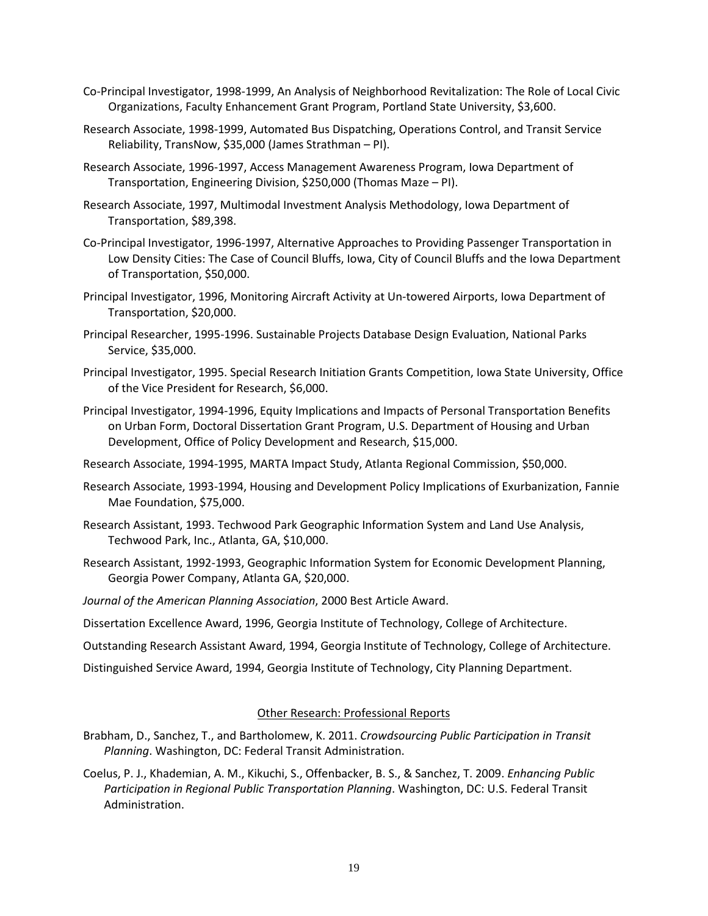Co-Principal Investigator, 1998-1999, An Analysis of Neighborhood Revitalization: The Role of Local Civic Organizations, Faculty Enhancement Grant Program, Portland State University, $3,600.

Research Associate, 1998-1999, Automated Bus Dispatching, Operations Control, and Transit Service Reliability, TransNow, $35,000 (James Strathman – PI).

Research Associate, 1996-1997, Access Management Awareness Program, Iowa Department of Transportation, Engineering Division, $250,000 (Thomas Maze – PI).

Research Associate, 1997, Multimodal Investment Analysis Methodology, Iowa Department of Transportation, $89,398.

Co-Principal Investigator, 1996-1997, Alternative Approaches to Providing Passenger Transportation in Low Density Cities: The Case of Council Bluffs, Iowa, City of Council Bluffs and the Iowa Department of Transportation, $50,000.

Principal Investigator, 1996, Monitoring Aircraft Activity at Un-towered Airports, Iowa Department of Transportation, $20,000.

Principal Researcher, 1995-1996. Sustainable Projects Database Design Evaluation, National Parks Service, $35,000.

Principal Investigator, 1995. Special Research Initiation Grants Competition, Iowa State University, Office of the Vice President for Research, $6,000.

Principal Investigator, 1994-1996, Equity Implications and Impacts of Personal Transportation Benefits on Urban Form, Doctoral Dissertation Grant Program, U.S. Department of Housing and Urban Development, Office of Policy Development and Research, $15,000.

Research Associate, 1994-1995, MARTA Impact Study, Atlanta Regional Commission, $50,000.

Research Associate, 1993-1994, Housing and Development Policy Implications of Exurbanization, Fannie Mae Foundation, $75,000.

Research Assistant, 1993. Techwood Park Geographic Information System and Land Use Analysis, Techwood Park, Inc., Atlanta, GA, $10,000.

Research Assistant, 1992-1993, Geographic Information System for Economic Development Planning, Georgia Power Company, Atlanta GA, $20,000.

*Journal of the American Planning Association*, 2000 Best Article Award.

Dissertation Excellence Award, 1996, Georgia Institute of Technology, College of Architecture.

Outstanding Research Assistant Award, 1994, Georgia Institute of Technology, College of Architecture.

Distinguished Service Award, 1994, Georgia Institute of Technology, City Planning Department.

## Other Research: Professional Reports

Brabham, D., Sanchez, T., and Bartholomew, K. 2011. *Crowdsourcing Public Participation in Transit Planning*. Washington, DC: Federal Transit Administration.

Coelus, P. J., Khademian, A. M., Kikuchi, S., Offenbacker, B. S., & Sanchez, T. 2009. *Enhancing Public Participation in Regional Public Transportation Planning*. Washington, DC: U.S. Federal Transit Administration.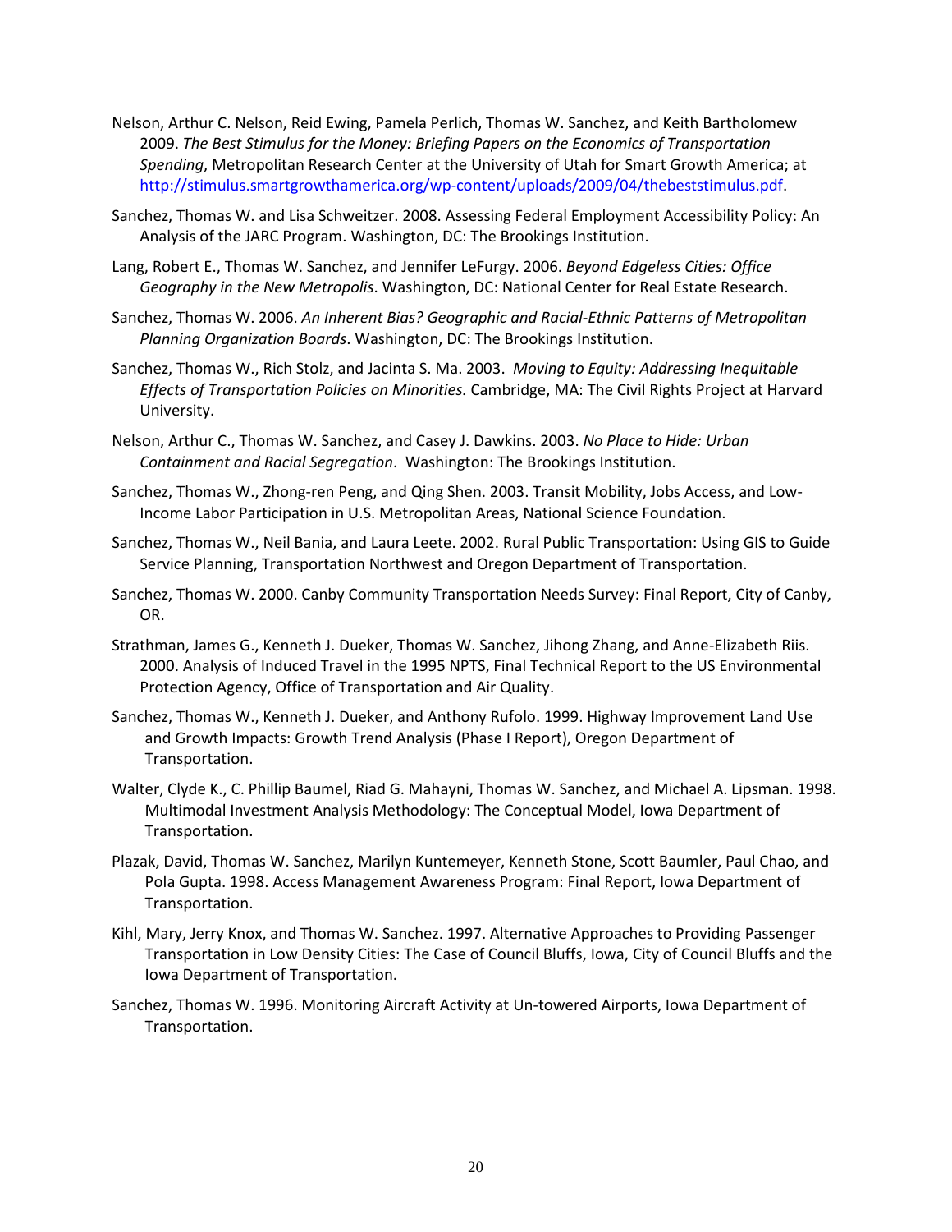Nelson, Arthur C. Nelson, Reid Ewing, Pamela Perlich, Thomas W. Sanchez, and Keith Bartholomew 2009. *The Best Stimulus for the Money: Briefing Papers on the Economics of Transportation Spending*, Metropolitan Research Center at the University of Utah for Smart Growth America; at http://stimulus.smartgrowthamerica.org/wp-content/uploads/2009/04/thebeststimulus.pdf.

Sanchez, Thomas W. and Lisa Schweitzer. 2008. Assessing Federal Employment Accessibility Policy: An Analysis of the JARC Program. Washington, DC: The Brookings Institution.

Lang, Robert E., Thomas W. Sanchez, and Jennifer LeFurgy. 2006. *Beyond Edgeless Cities: Office Geography in the New Metropolis*. Washington, DC: National Center for Real Estate Research.

Sanchez, Thomas W. 2006. *An Inherent Bias? Geographic and Racial-Ethnic Patterns of Metropolitan Planning Organization Boards*. Washington, DC: The Brookings Institution.

Sanchez, Thomas W., Rich Stolz, and Jacinta S. Ma. 2003. *Moving to Equity: Addressing Inequitable Effects of Transportation Policies on Minorities.* Cambridge, MA: The Civil Rights Project at Harvard University.

Nelson, Arthur C., Thomas W. Sanchez, and Casey J. Dawkins. 2003. *No Place to Hide: Urban Containment and Racial Segregation*. Washington: The Brookings Institution.

Sanchez, Thomas W., Zhong-ren Peng, and Qing Shen. 2003. Transit Mobility, Jobs Access, and Low-Income Labor Participation in U.S. Metropolitan Areas, National Science Foundation.

Sanchez, Thomas W., Neil Bania, and Laura Leete. 2002. Rural Public Transportation: Using GIS to Guide Service Planning, Transportation Northwest and Oregon Department of Transportation.

Sanchez, Thomas W. 2000. Canby Community Transportation Needs Survey: Final Report, City of Canby, OR.

Strathman, James G., Kenneth J. Dueker, Thomas W. Sanchez, Jihong Zhang, and Anne-Elizabeth Riis. 2000. Analysis of Induced Travel in the 1995 NPTS, Final Technical Report to the US Environmental Protection Agency, Office of Transportation and Air Quality.

Sanchez, Thomas W., Kenneth J. Dueker, and Anthony Rufolo. 1999. Highway Improvement Land Use and Growth Impacts: Growth Trend Analysis (Phase I Report), Oregon Department of Transportation.

Walter, Clyde K., C. Phillip Baumel, Riad G. Mahayni, Thomas W. Sanchez, and Michael A. Lipsman. 1998. Multimodal Investment Analysis Methodology: The Conceptual Model, Iowa Department of Transportation.

Plazak, David, Thomas W. Sanchez, Marilyn Kuntemeyer, Kenneth Stone, Scott Baumler, Paul Chao, and Pola Gupta. 1998. Access Management Awareness Program: Final Report, Iowa Department of Transportation.

Kihl, Mary, Jerry Knox, and Thomas W. Sanchez. 1997. Alternative Approaches to Providing Passenger Transportation in Low Density Cities: The Case of Council Bluffs, Iowa, City of Council Bluffs and the Iowa Department of Transportation.

Sanchez, Thomas W. 1996. Monitoring Aircraft Activity at Un-towered Airports, Iowa Department of Transportation.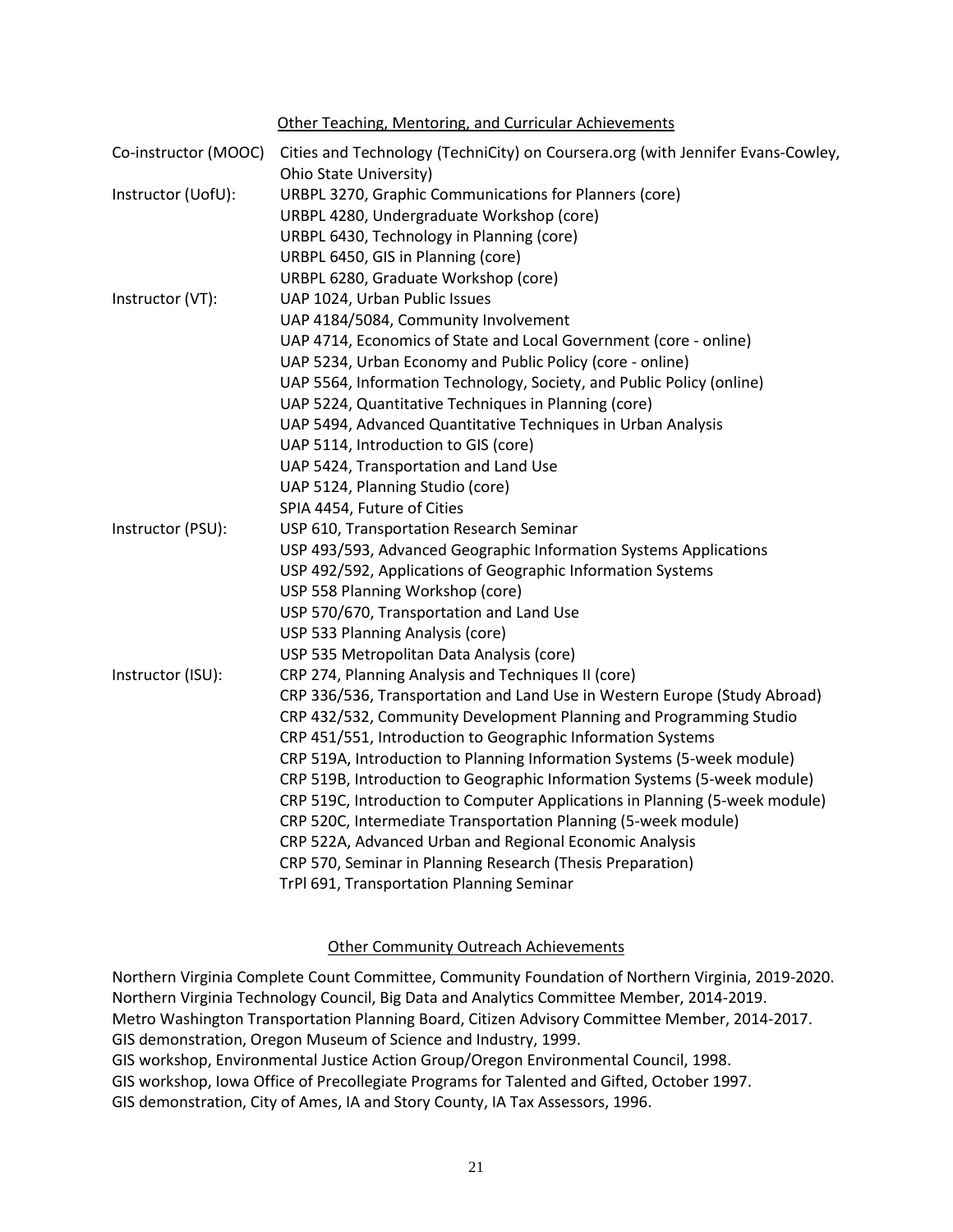## Other Teaching, Mentoring, and Curricular Achievements

| | |
|---|---|
| Co-instructor (MOOC) | Cities and Technology (TechniCity) on Coursera.org (with Jennifer Evans-Cowley, Ohio State University) |
| Instructor (UofU): | URBPL 3270, Graphic Communications for Planners (core) |
| | URBPL 4280, Undergraduate Workshop (core) |
| | URBPL 6430, Technology in Planning (core) |
| | URBPL 6450, GIS in Planning (core) |
| | URBPL 6280, Graduate Workshop (core) |
| Instructor (VT): | UAP 1024, Urban Public Issues |
| | UAP 4184/5084, Community Involvement |
| | UAP 4714, Economics of State and Local Government (core - online) |
| | UAP 5234, Urban Economy and Public Policy (core - online) |
| | UAP 5564, Information Technology, Society, and Public Policy (online) |
| | UAP 5224, Quantitative Techniques in Planning (core) |
| | UAP 5494, Advanced Quantitative Techniques in Urban Analysis |
| | UAP 5114, Introduction to GIS (core) |
| | UAP 5424, Transportation and Land Use |
| | UAP 5124, Planning Studio (core) |
| | SPIA 4454, Future of Cities |
| Instructor (PSU): | USP 610, Transportation Research Seminar |
| | USP 493/593, Advanced Geographic Information Systems Applications |
| | USP 492/592, Applications of Geographic Information Systems |
| | USP 558 Planning Workshop (core) |
| | USP 570/670, Transportation and Land Use |
| | USP 533 Planning Analysis (core) |
| | USP 535 Metropolitan Data Analysis (core) |
| Instructor (ISU): | CRP 274, Planning Analysis and Techniques II (core) |
| | CRP 336/536, Transportation and Land Use in Western Europe (Study Abroad) |
| | CRP 432/532, Community Development Planning and Programming Studio |
| | CRP 451/551, Introduction to Geographic Information Systems |
| | CRP 519A, Introduction to Planning Information Systems (5-week module) |
| | CRP 519B, Introduction to Geographic Information Systems (5-week module) |
| | CRP 519C, Introduction to Computer Applications in Planning (5-week module) |
| | CRP 520C, Intermediate Transportation Planning (5-week module) |
| | CRP 522A, Advanced Urban and Regional Economic Analysis |
| | CRP 570, Seminar in Planning Research (Thesis Preparation) |
| | TrPl 691, Transportation Planning Seminar |

## Other Community Outreach Achievements

Northern Virginia Complete Count Committee, Community Foundation of Northern Virginia, 2019-2020.
Northern Virginia Technology Council, Big Data and Analytics Committee Member, 2014-2019.
Metro Washington Transportation Planning Board, Citizen Advisory Committee Member, 2014-2017.
GIS demonstration, Oregon Museum of Science and Industry, 1999.
GIS workshop, Environmental Justice Action Group/Oregon Environmental Council, 1998.
GIS workshop, Iowa Office of Precollegiate Programs for Talented and Gifted, October 1997.
GIS demonstration, City of Ames, IA and Story County, IA Tax Assessors, 1996.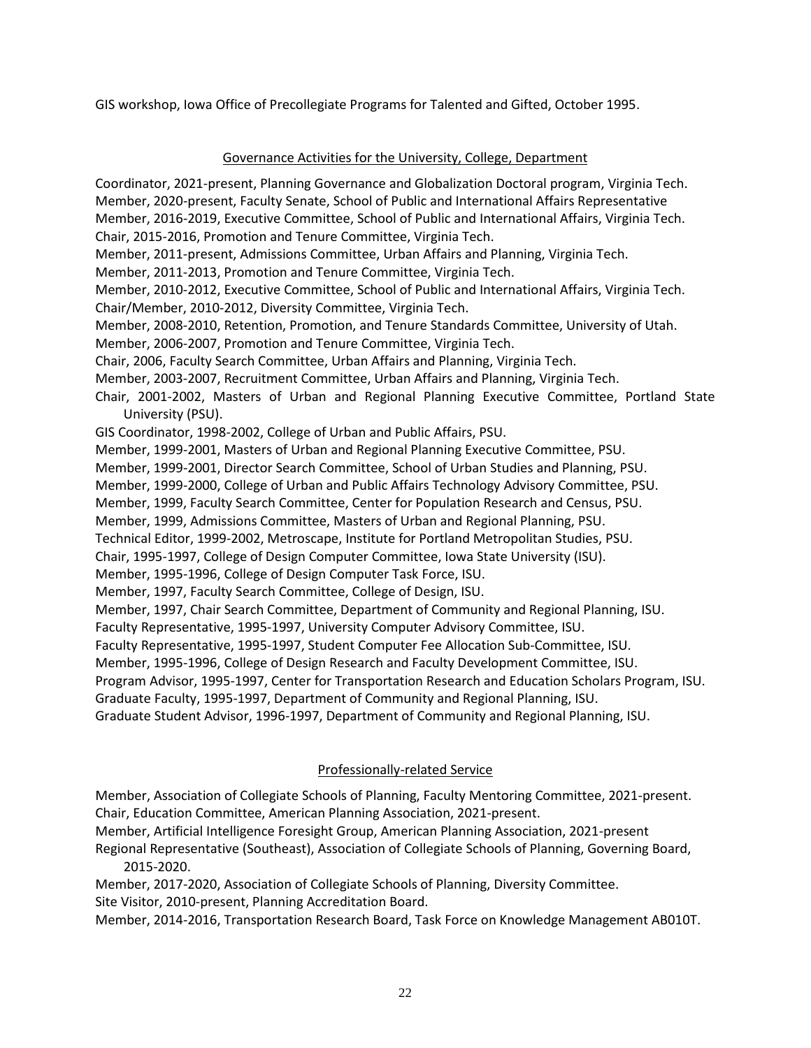GIS workshop, Iowa Office of Precollegiate Programs for Talented and Gifted, October 1995.

## Governance Activities for the University, College, Department

Coordinator, 2021-present, Planning Governance and Globalization Doctoral program, Virginia Tech.
Member, 2020-present, Faculty Senate, School of Public and International Affairs Representative
Member, 2016-2019, Executive Committee, School of Public and International Affairs, Virginia Tech.
Chair, 2015-2016, Promotion and Tenure Committee, Virginia Tech.
Member, 2011-present, Admissions Committee, Urban Affairs and Planning, Virginia Tech.
Member, 2011-2013, Promotion and Tenure Committee, Virginia Tech.
Member, 2010-2012, Executive Committee, School of Public and International Affairs, Virginia Tech.
Chair/Member, 2010-2012, Diversity Committee, Virginia Tech.
Member, 2008-2010, Retention, Promotion, and Tenure Standards Committee, University of Utah.
Member, 2006-2007, Promotion and Tenure Committee, Virginia Tech.
Chair, 2006, Faculty Search Committee, Urban Affairs and Planning, Virginia Tech.
Member, 2003-2007, Recruitment Committee, Urban Affairs and Planning, Virginia Tech.
Chair, 2001-2002, Masters of Urban and Regional Planning Executive Committee, Portland State University (PSU).
GIS Coordinator, 1998-2002, College of Urban and Public Affairs, PSU.
Member, 1999-2001, Masters of Urban and Regional Planning Executive Committee, PSU.
Member, 1999-2001, Director Search Committee, School of Urban Studies and Planning, PSU.
Member, 1999-2000, College of Urban and Public Affairs Technology Advisory Committee, PSU.
Member, 1999, Faculty Search Committee, Center for Population Research and Census, PSU.
Member, 1999, Admissions Committee, Masters of Urban and Regional Planning, PSU.
Technical Editor, 1999-2002, Metroscape, Institute for Portland Metropolitan Studies, PSU.
Chair, 1995-1997, College of Design Computer Committee, Iowa State University (ISU).
Member, 1995-1996, College of Design Computer Task Force, ISU.
Member, 1997, Faculty Search Committee, College of Design, ISU.
Member, 1997, Chair Search Committee, Department of Community and Regional Planning, ISU.
Faculty Representative, 1995-1997, University Computer Advisory Committee, ISU.
Faculty Representative, 1995-1997, Student Computer Fee Allocation Sub-Committee, ISU.
Member, 1995-1996, College of Design Research and Faculty Development Committee, ISU.
Program Advisor, 1995-1997, Center for Transportation Research and Education Scholars Program, ISU.
Graduate Faculty, 1995-1997, Department of Community and Regional Planning, ISU.
Graduate Student Advisor, 1996-1997, Department of Community and Regional Planning, ISU.

## Professionally-related Service

Member, Association of Collegiate Schools of Planning, Faculty Mentoring Committee, 2021-present.
Chair, Education Committee, American Planning Association, 2021-present.
Member, Artificial Intelligence Foresight Group, American Planning Association, 2021-present
Regional Representative (Southeast), Association of Collegiate Schools of Planning, Governing Board, 2015-2020.
Member, 2017-2020, Association of Collegiate Schools of Planning, Diversity Committee.
Site Visitor, 2010-present, Planning Accreditation Board.
Member, 2014-2016, Transportation Research Board, Task Force on Knowledge Management AB010T.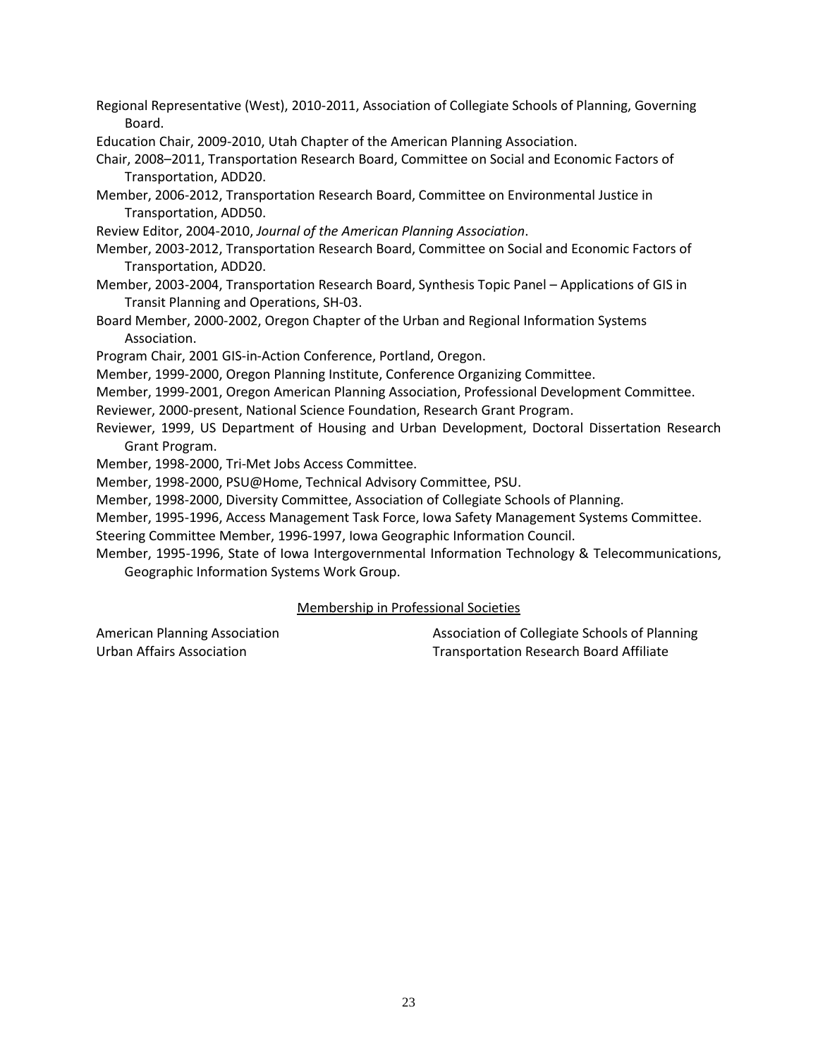Regional Representative (West), 2010-2011, Association of Collegiate Schools of Planning, Governing Board.

Education Chair, 2009-2010, Utah Chapter of the American Planning Association.

Chair, 2008–2011, Transportation Research Board, Committee on Social and Economic Factors of Transportation, ADD20.

Member, 2006-2012, Transportation Research Board, Committee on Environmental Justice in Transportation, ADD50.

Review Editor, 2004-2010, *Journal of the American Planning Association*.

Member, 2003-2012, Transportation Research Board, Committee on Social and Economic Factors of Transportation, ADD20.

Member, 2003-2004, Transportation Research Board, Synthesis Topic Panel – Applications of GIS in Transit Planning and Operations, SH-03.

Board Member, 2000-2002, Oregon Chapter of the Urban and Regional Information Systems Association.

Program Chair, 2001 GIS-in-Action Conference, Portland, Oregon.

Member, 1999-2000, Oregon Planning Institute, Conference Organizing Committee.

Member, 1999-2001, Oregon American Planning Association, Professional Development Committee.

Reviewer, 2000-present, National Science Foundation, Research Grant Program.

Reviewer, 1999, US Department of Housing and Urban Development, Doctoral Dissertation Research Grant Program.

Member, 1998-2000, Tri-Met Jobs Access Committee.

Member, 1998-2000, PSU@Home, Technical Advisory Committee, PSU.

Member, 1998-2000, Diversity Committee, Association of Collegiate Schools of Planning.

Member, 1995-1996, Access Management Task Force, Iowa Safety Management Systems Committee.

Steering Committee Member, 1996-1997, Iowa Geographic Information Council.

Member, 1995-1996, State of Iowa Intergovernmental Information Technology & Telecommunications, Geographic Information Systems Work Group.

## Membership in Professional Societies

American Planning Association

Association of Collegiate Schools of Planning

Urban Affairs Association

Transportation Research Board Affiliate